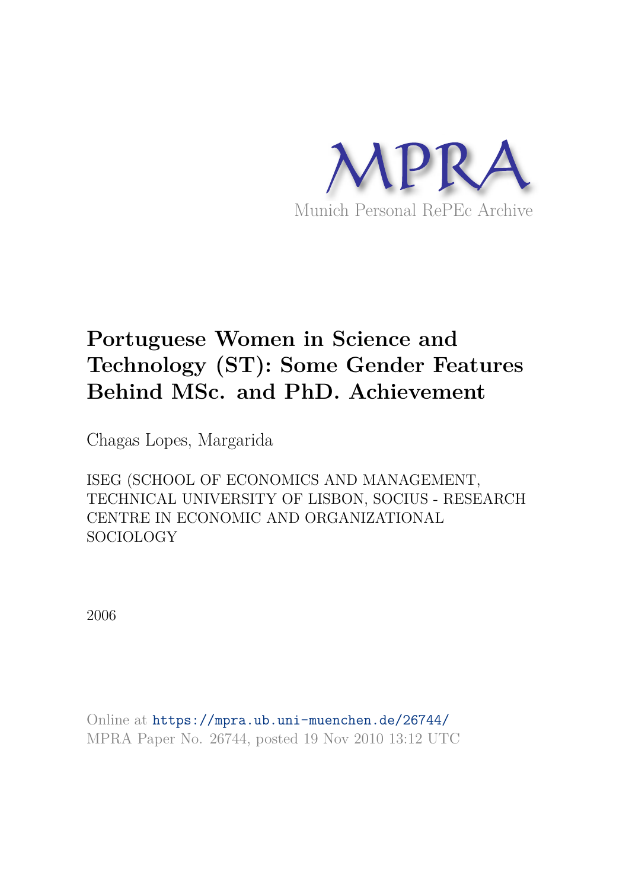MPRA

Munich Personal RePEc Archive

# Portuguese Women in Science and Technology (ST): Some Gender Features Behind MSc. and PhD. Achievement

Chagas Lopes, Margarida

ISEG (SCHOOL OF ECONOMICS AND MANAGEMENT, TECHNICAL UNIVERSITY OF LISBON, SOCIUS - RESEARCH CENTRE IN ECONOMIC AND ORGANIZATIONAL SOCIOLOGY

2006

Online at https://mpra.ub.uni-muenchen.de/26744/
MPRA Paper No. 26744, posted 19 Nov 2010 13:12 UTC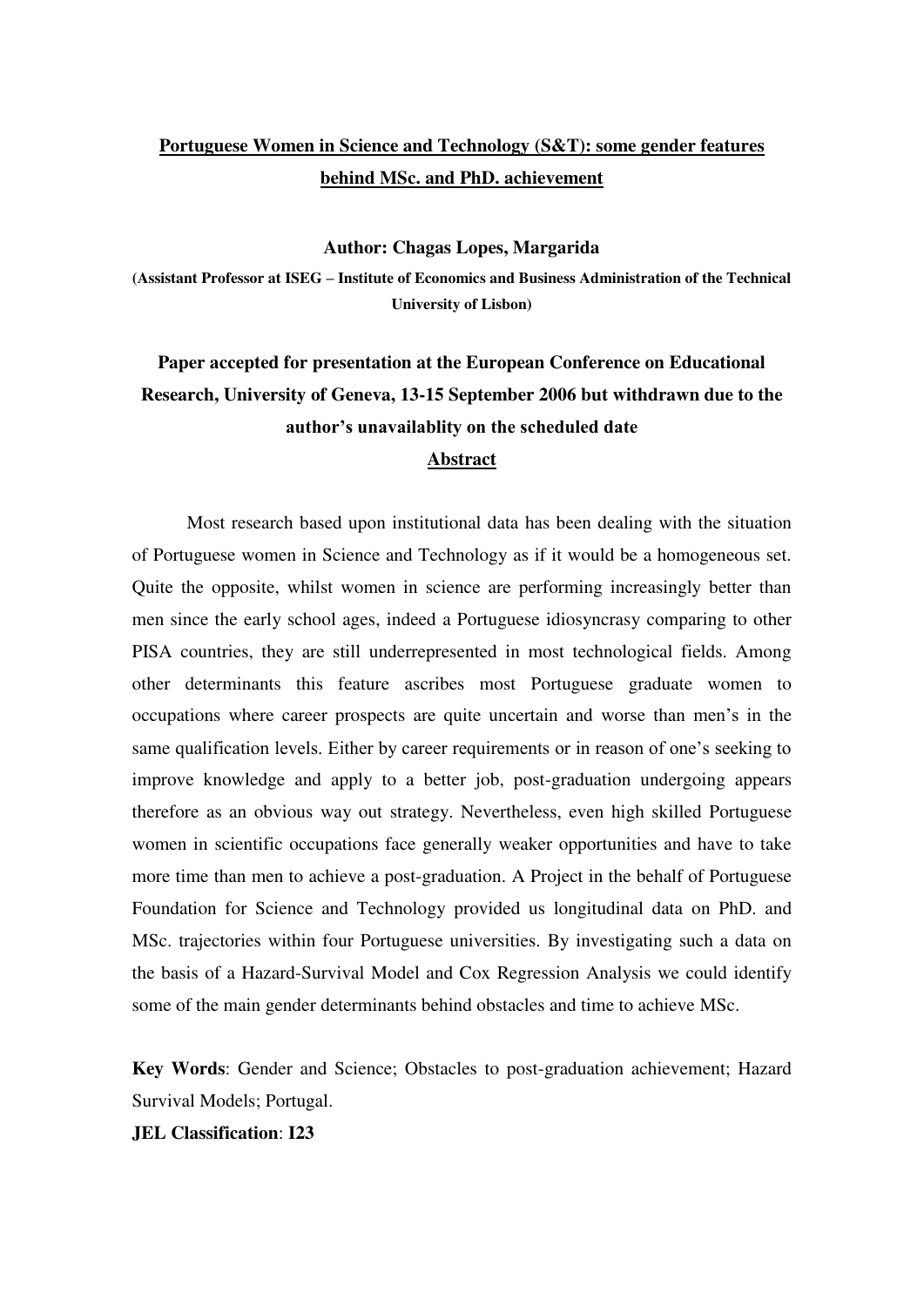# Portuguese Women in Science and Technology (S&T): some gender features behind MSc. and PhD. achievement

**Author: Chagas Lopes, Margarida**

**(Assistant Professor at ISEG – Institute of Economics and Business Administration of the Technical University of Lisbon)**

**Paper accepted for presentation at the European Conference on Educational Research, University of Geneva, 13-15 September 2006 but withdrawn due to the author's unavailablity on the scheduled date**

## Abstract

Most research based upon institutional data has been dealing with the situation of Portuguese women in Science and Technology as if it would be a homogeneous set. Quite the opposite, whilst women in science are performing increasingly better than men since the early school ages, indeed a Portuguese idiosyncrasy comparing to other PISA countries, they are still underrepresented in most technological fields. Among other determinants this feature ascribes most Portuguese graduate women to occupations where career prospects are quite uncertain and worse than men's in the same qualification levels. Either by career requirements or in reason of one's seeking to improve knowledge and apply to a better job, post-graduation undergoing appears therefore as an obvious way out strategy. Nevertheless, even high skilled Portuguese women in scientific occupations face generally weaker opportunities and have to take more time than men to achieve a post-graduation. A Project in the behalf of Portuguese Foundation for Science and Technology provided us longitudinal data on PhD. and MSc. trajectories within four Portuguese universities. By investigating such a data on the basis of a Hazard-Survival Model and Cox Regression Analysis we could identify some of the main gender determinants behind obstacles and time to achieve MSc.

**Key Words**: Gender and Science; Obstacles to post-graduation achievement; Hazard Survival Models; Portugal.

**JEL Classification**: **I23**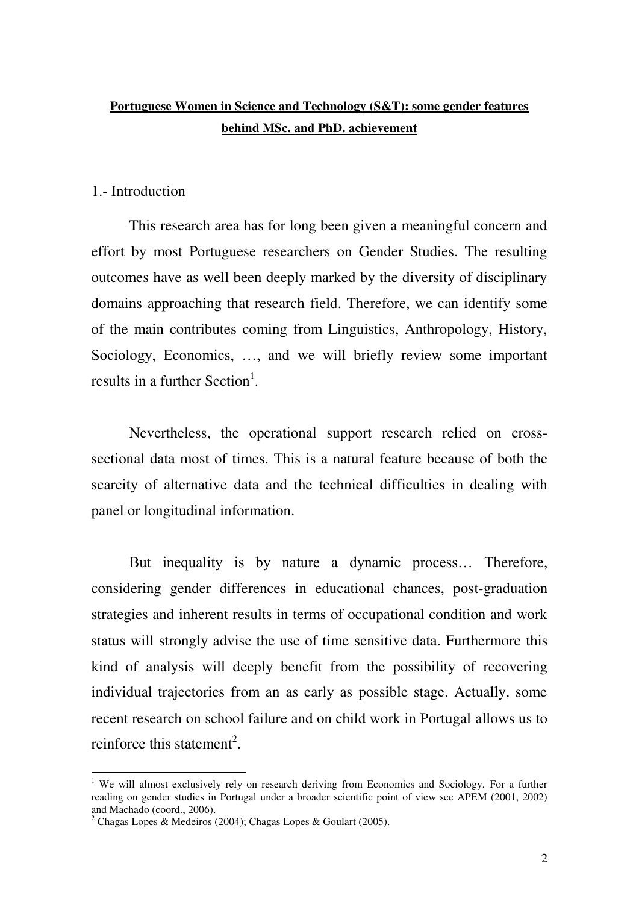**Portuguese Women in Science and Technology (S&T): some gender features behind MSc. and PhD. achievement**

## 1.- Introduction

This research area has for long been given a meaningful concern and effort by most Portuguese researchers on Gender Studies. The resulting outcomes have as well been deeply marked by the diversity of disciplinary domains approaching that research field. Therefore, we can identify some of the main contributes coming from Linguistics, Anthropology, History, Sociology, Economics, …, and we will briefly review some important results in a further Section[1].

Nevertheless, the operational support research relied on cross-sectional data most of times. This is a natural feature because of both the scarcity of alternative data and the technical difficulties in dealing with panel or longitudinal information.

But inequality is by nature a dynamic process… Therefore, considering gender differences in educational chances, post-graduation strategies and inherent results in terms of occupational condition and work status will strongly advise the use of time sensitive data. Furthermore this kind of analysis will deeply benefit from the possibility of recovering individual trajectories from an as early as possible stage. Actually, some recent research on school failure and on child work in Portugal allows us to reinforce this statement[2].

---

[1] We will almost exclusively rely on research deriving from Economics and Sociology. For a further reading on gender studies in Portugal under a broader scientific point of view see APEM (2001, 2002) and Machado (coord., 2006).

[2] Chagas Lopes & Medeiros (2004); Chagas Lopes & Goulart (2005).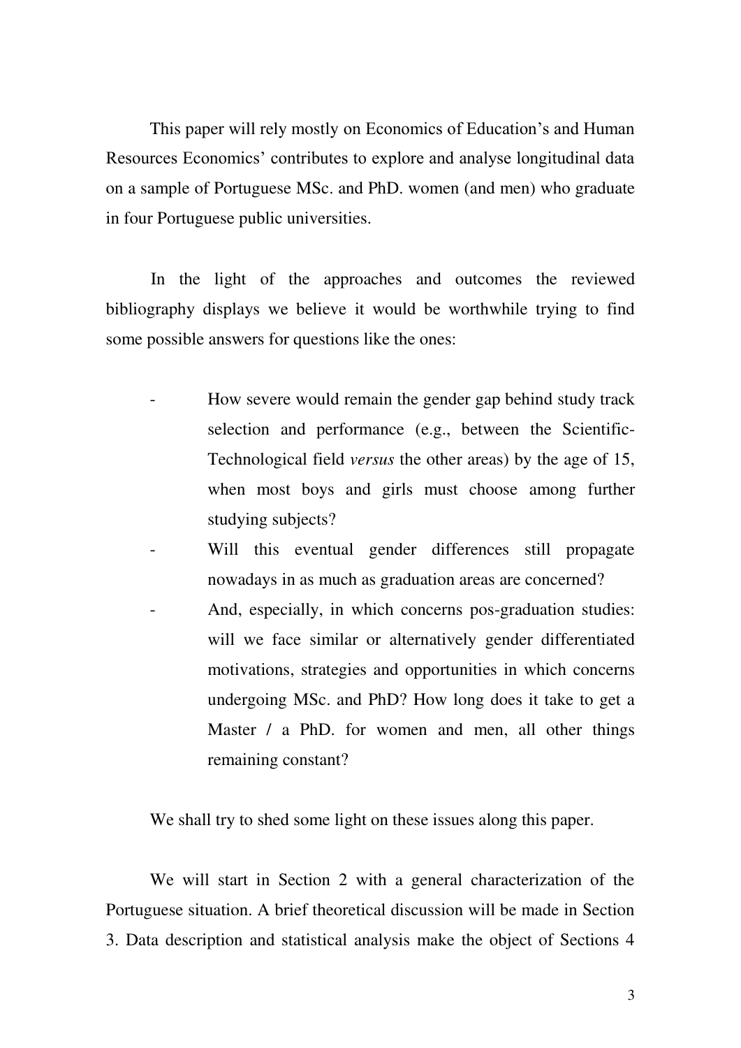This paper will rely mostly on Economics of Education's and Human Resources Economics' contributes to explore and analyse longitudinal data on a sample of Portuguese MSc. and PhD. women (and men) who graduate in four Portuguese public universities.

In the light of the approaches and outcomes the reviewed bibliography displays we believe it would be worthwhile trying to find some possible answers for questions like the ones:

- How severe would remain the gender gap behind study track selection and performance (e.g., between the Scientific-Technological field *versus* the other areas) by the age of 15, when most boys and girls must choose among further studying subjects?
- Will this eventual gender differences still propagate nowadays in as much as graduation areas are concerned?
- And, especially, in which concerns pos-graduation studies: will we face similar or alternatively gender differentiated motivations, strategies and opportunities in which concerns undergoing MSc. and PhD? How long does it take to get a Master / a PhD. for women and men, all other things remaining constant?

We shall try to shed some light on these issues along this paper.

We will start in Section 2 with a general characterization of the Portuguese situation. A brief theoretical discussion will be made in Section 3. Data description and statistical analysis make the object of Sections 4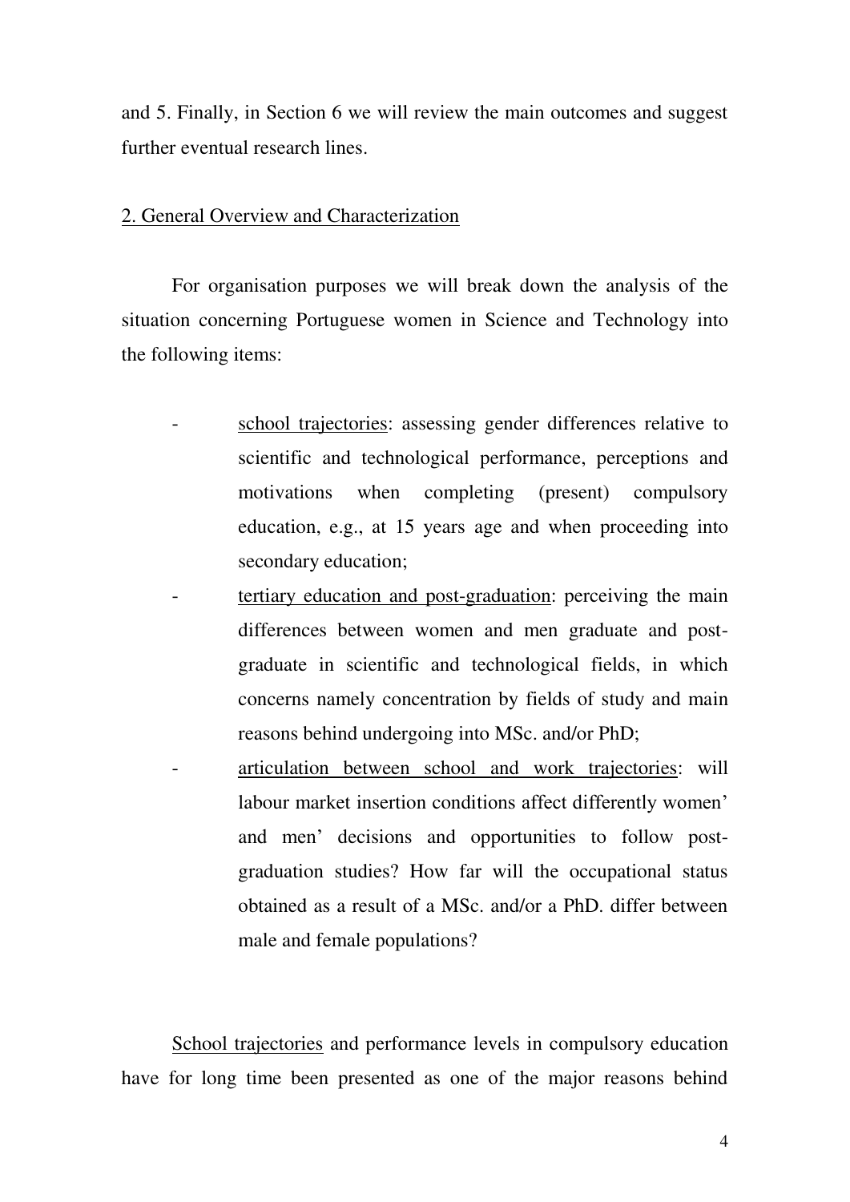and 5. Finally, in Section 6 we will review the main outcomes and suggest further eventual research lines.

## 2. General Overview and Characterization

For organisation purposes we will break down the analysis of the situation concerning Portuguese women in Science and Technology into the following items:

- school trajectories: assessing gender differences relative to scientific and technological performance, perceptions and motivations when completing (present) compulsory education, e.g., at 15 years age and when proceeding into secondary education;
- tertiary education and post-graduation: perceiving the main differences between women and men graduate and post-graduate in scientific and technological fields, in which concerns namely concentration by fields of study and main reasons behind undergoing into MSc. and/or PhD;
- articulation between school and work trajectories: will labour market insertion conditions affect differently women' and men' decisions and opportunities to follow post-graduation studies? How far will the occupational status obtained as a result of a MSc. and/or a PhD. differ between male and female populations?

School trajectories and performance levels in compulsory education have for long time been presented as one of the major reasons behind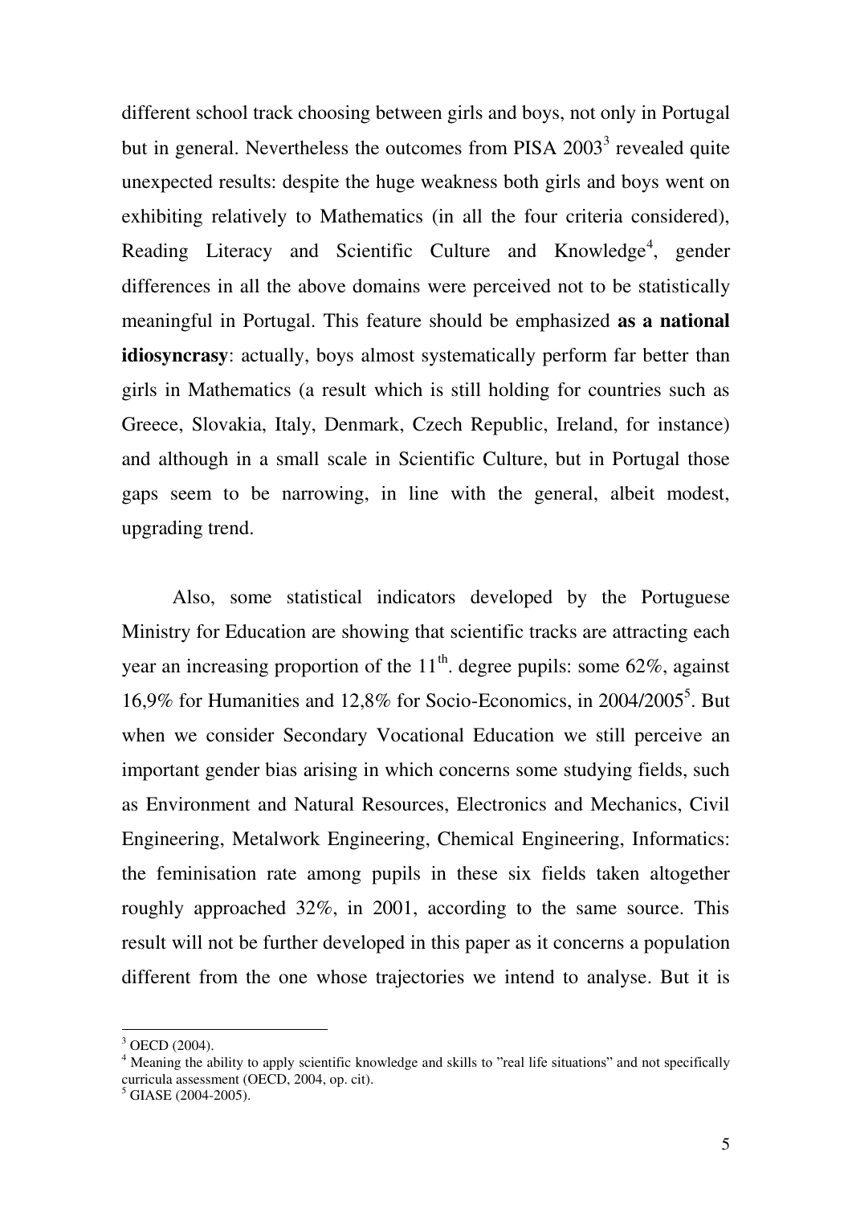different school track choosing between girls and boys, not only in Portugal but in general. Nevertheless the outcomes from PISA 2003[3] revealed quite unexpected results: despite the huge weakness both girls and boys went on exhibiting relatively to Mathematics (in all the four criteria considered), Reading Literacy and Scientific Culture and Knowledge[4], gender differences in all the above domains were perceived not to be statistically meaningful in Portugal. This feature should be emphasized **as a national idiosyncrasy**: actually, boys almost systematically perform far better than girls in Mathematics (a result which is still holding for countries such as Greece, Slovakia, Italy, Denmark, Czech Republic, Ireland, for instance) and although in a small scale in Scientific Culture, but in Portugal those gaps seem to be narrowing, in line with the general, albeit modest, upgrading trend.

Also, some statistical indicators developed by the Portuguese Ministry for Education are showing that scientific tracks are attracting each year an increasing proportion of the 11th. degree pupils: some 62%, against 16,9% for Humanities and 12,8% for Socio-Economics, in 2004/2005[5]. But when we consider Secondary Vocational Education we still perceive an important gender bias arising in which concerns some studying fields, such as Environment and Natural Resources, Electronics and Mechanics, Civil Engineering, Metalwork Engineering, Chemical Engineering, Informatics: the feminisation rate among pupils in these six fields taken altogether roughly approached 32%, in 2001, according to the same source. This result will not be further developed in this paper as it concerns a population different from the one whose trajectories we intend to analyse. But it is

---

[3] OECD (2004).

[4] Meaning the ability to apply scientific knowledge and skills to "real life situations" and not specifically curricula assessment (OECD, 2004, op. cit).

[5] GIASE (2004-2005).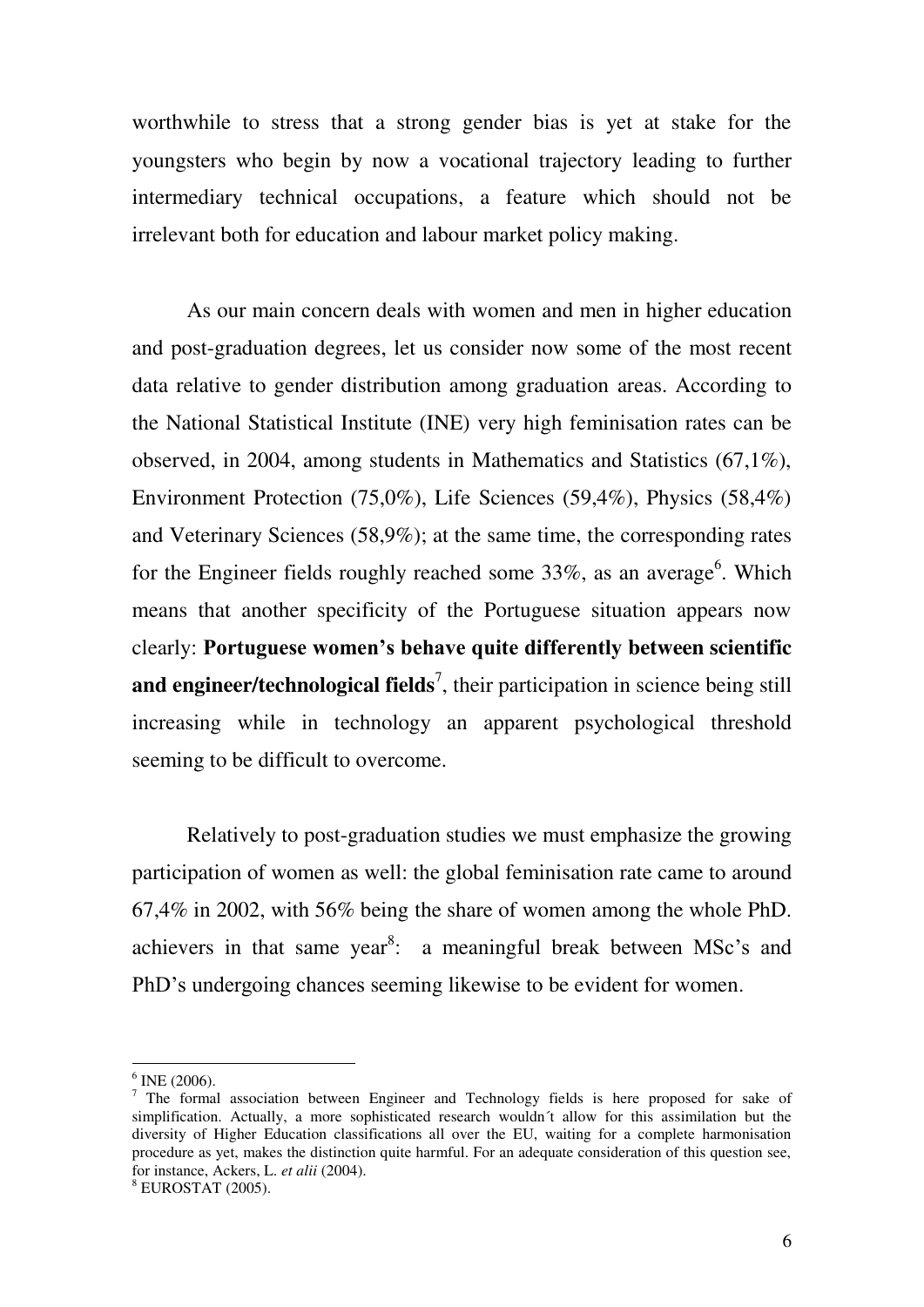worthwhile to stress that a strong gender bias is yet at stake for the youngsters who begin by now a vocational trajectory leading to further intermediary technical occupations, a feature which should not be irrelevant both for education and labour market policy making.

As our main concern deals with women and men in higher education and post-graduation degrees, let us consider now some of the most recent data relative to gender distribution among graduation areas. According to the National Statistical Institute (INE) very high feminisation rates can be observed, in 2004, among students in Mathematics and Statistics (67,1%), Environment Protection (75,0%), Life Sciences (59,4%), Physics (58,4%) and Veterinary Sciences (58,9%); at the same time, the corresponding rates for the Engineer fields roughly reached some 33%, as an average[6]. Which means that another specificity of the Portuguese situation appears now clearly: **Portuguese women's behave quite differently between scientific and engineer/technological fields**[7], their participation in science being still increasing while in technology an apparent psychological threshold seeming to be difficult to overcome.

Relatively to post-graduation studies we must emphasize the growing participation of women as well: the global feminisation rate came to around 67,4% in 2002, with 56% being the share of women among the whole PhD. achievers in that same year[8]: a meaningful break between MSc's and PhD's undergoing chances seeming likewise to be evident for women.

---

[6] INE (2006).

[7] The formal association between Engineer and Technology fields is here proposed for sake of simplification. Actually, a more sophisticated research wouldn´t allow for this assimilation but the diversity of Higher Education classifications all over the EU, waiting for a complete harmonisation procedure as yet, makes the distinction quite harmful. For an adequate consideration of this question see, for instance, Ackers, L. *et alii* (2004).

[8] EUROSTAT (2005).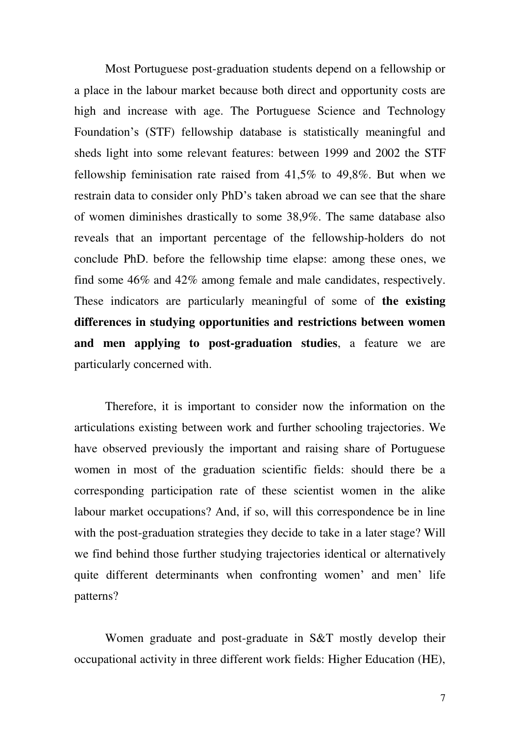Most Portuguese post-graduation students depend on a fellowship or a place in the labour market because both direct and opportunity costs are high and increase with age. The Portuguese Science and Technology Foundation's (STF) fellowship database is statistically meaningful and sheds light into some relevant features: between 1999 and 2002 the STF fellowship feminisation rate raised from 41,5% to 49,8%. But when we restrain data to consider only PhD's taken abroad we can see that the share of women diminishes drastically to some 38,9%. The same database also reveals that an important percentage of the fellowship-holders do not conclude PhD. before the fellowship time elapse: among these ones, we find some 46% and 42% among female and male candidates, respectively. These indicators are particularly meaningful of some of **the existing differences in studying opportunities and restrictions between women and men applying to post-graduation studies**, a feature we are particularly concerned with.

Therefore, it is important to consider now the information on the articulations existing between work and further schooling trajectories. We have observed previously the important and raising share of Portuguese women in most of the graduation scientific fields: should there be a corresponding participation rate of these scientist women in the alike labour market occupations? And, if so, will this correspondence be in line with the post-graduation strategies they decide to take in a later stage? Will we find behind those further studying trajectories identical or alternatively quite different determinants when confronting women' and men' life patterns?

Women graduate and post-graduate in S&T mostly develop their occupational activity in three different work fields: Higher Education (HE),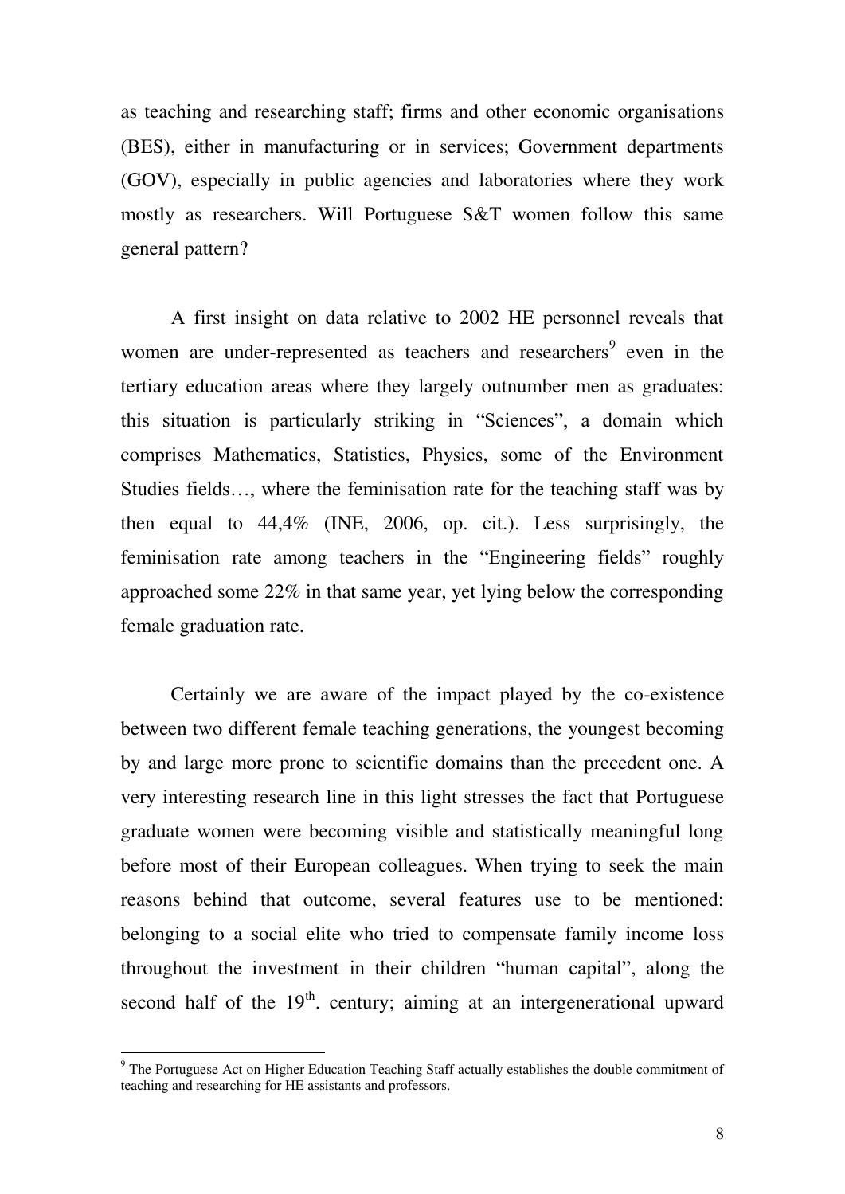as teaching and researching staff; firms and other economic organisations (BES), either in manufacturing or in services; Government departments (GOV), especially in public agencies and laboratories where they work mostly as researchers. Will Portuguese S&T women follow this same general pattern?

A first insight on data relative to 2002 HE personnel reveals that women are under-represented as teachers and researchers[9] even in the tertiary education areas where they largely outnumber men as graduates: this situation is particularly striking in "Sciences", a domain which comprises Mathematics, Statistics, Physics, some of the Environment Studies fields…, where the feminisation rate for the teaching staff was by then equal to 44,4% (INE, 2006, op. cit.). Less surprisingly, the feminisation rate among teachers in the "Engineering fields" roughly approached some 22% in that same year, yet lying below the corresponding female graduation rate.

Certainly we are aware of the impact played by the co-existence between two different female teaching generations, the youngest becoming by and large more prone to scientific domains than the precedent one. A very interesting research line in this light stresses the fact that Portuguese graduate women were becoming visible and statistically meaningful long before most of their European colleagues. When trying to seek the main reasons behind that outcome, several features use to be mentioned: belonging to a social elite who tried to compensate family income loss throughout the investment in their children "human capital", along the second half of the 19th. century; aiming at an intergenerational upward

[9] The Portuguese Act on Higher Education Teaching Staff actually establishes the double commitment of teaching and researching for HE assistants and professors.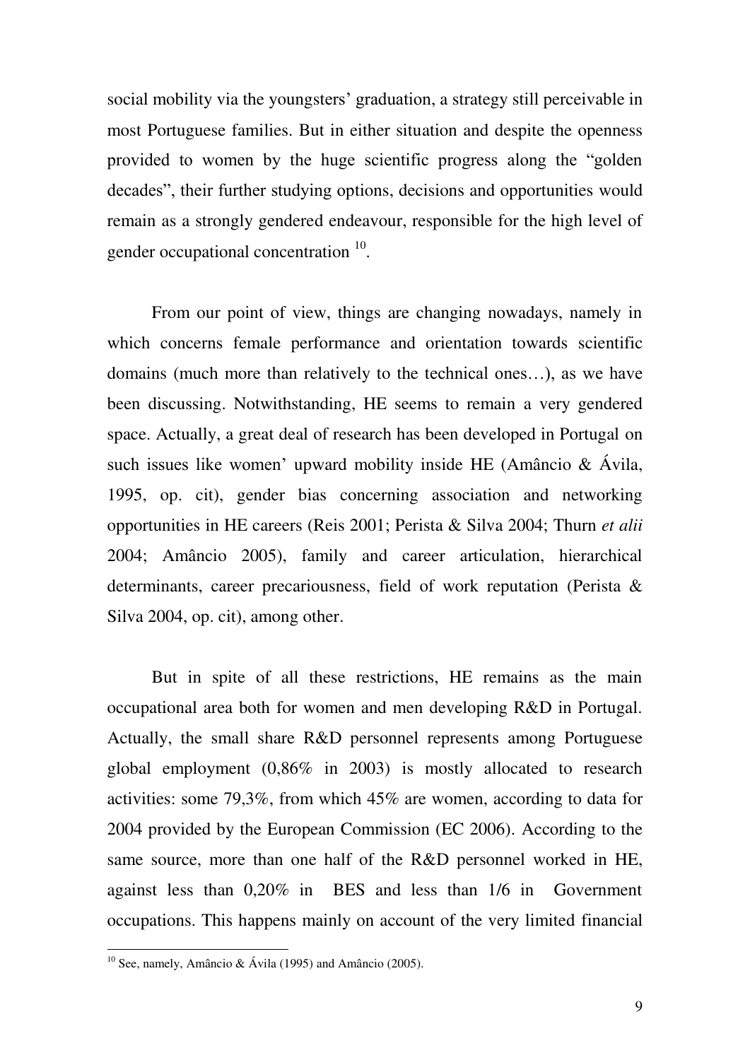social mobility via the youngsters' graduation, a strategy still perceivable in most Portuguese families. But in either situation and despite the openness provided to women by the huge scientific progress along the "golden decades", their further studying options, decisions and opportunities would remain as a strongly gendered endeavour, responsible for the high level of gender occupational concentration [10].

From our point of view, things are changing nowadays, namely in which concerns female performance and orientation towards scientific domains (much more than relatively to the technical ones…), as we have been discussing. Notwithstanding, HE seems to remain a very gendered space. Actually, a great deal of research has been developed in Portugal on such issues like women' upward mobility inside HE (Amâncio & Ávila, 1995, op. cit), gender bias concerning association and networking opportunities in HE careers (Reis 2001; Perista & Silva 2004; Thurn *et alii* 2004; Amâncio 2005), family and career articulation, hierarchical determinants, career precariousness, field of work reputation (Perista & Silva 2004, op. cit), among other.

But in spite of all these restrictions, HE remains as the main occupational area both for women and men developing R&D in Portugal. Actually, the small share R&D personnel represents among Portuguese global employment (0,86% in 2003) is mostly allocated to research activities: some 79,3%, from which 45% are women, according to data for 2004 provided by the European Commission (EC 2006). According to the same source, more than one half of the R&D personnel worked in HE, against less than 0,20% in BES and less than 1/6 in Government occupations. This happens mainly on account of the very limited financial

[10] See, namely, Amâncio & Ávila (1995) and Amâncio (2005).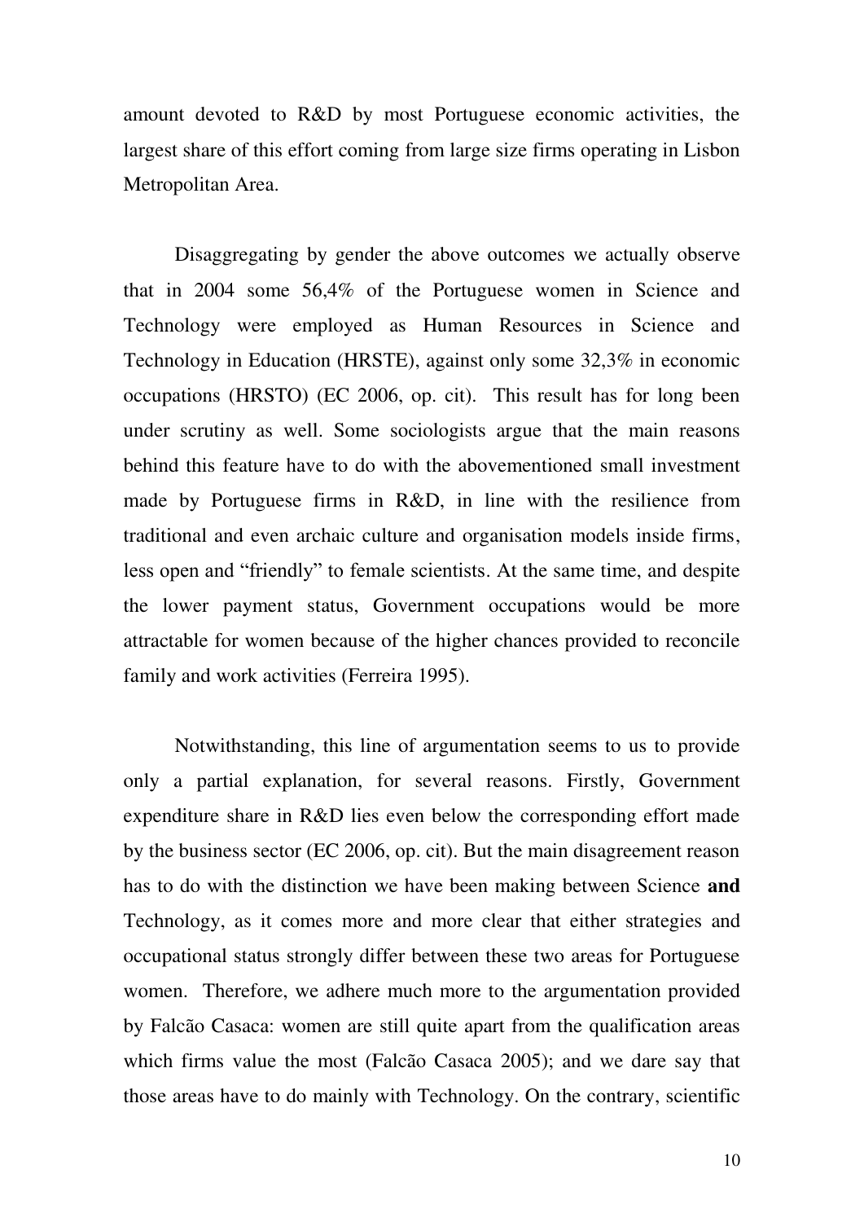amount devoted to R&D by most Portuguese economic activities, the largest share of this effort coming from large size firms operating in Lisbon Metropolitan Area.

Disaggregating by gender the above outcomes we actually observe that in 2004 some 56,4% of the Portuguese women in Science and Technology were employed as Human Resources in Science and Technology in Education (HRSTE), against only some 32,3% in economic occupations (HRSTO) (EC 2006, op. cit). This result has for long been under scrutiny as well. Some sociologists argue that the main reasons behind this feature have to do with the abovementioned small investment made by Portuguese firms in R&D, in line with the resilience from traditional and even archaic culture and organisation models inside firms, less open and "friendly" to female scientists. At the same time, and despite the lower payment status, Government occupations would be more attractable for women because of the higher chances provided to reconcile family and work activities (Ferreira 1995).

Notwithstanding, this line of argumentation seems to us to provide only a partial explanation, for several reasons. Firstly, Government expenditure share in R&D lies even below the corresponding effort made by the business sector (EC 2006, op. cit). But the main disagreement reason has to do with the distinction we have been making between Science **and** Technology, as it comes more and more clear that either strategies and occupational status strongly differ between these two areas for Portuguese women. Therefore, we adhere much more to the argumentation provided by Falcão Casaca: women are still quite apart from the qualification areas which firms value the most (Falcão Casaca 2005); and we dare say that those areas have to do mainly with Technology. On the contrary, scientific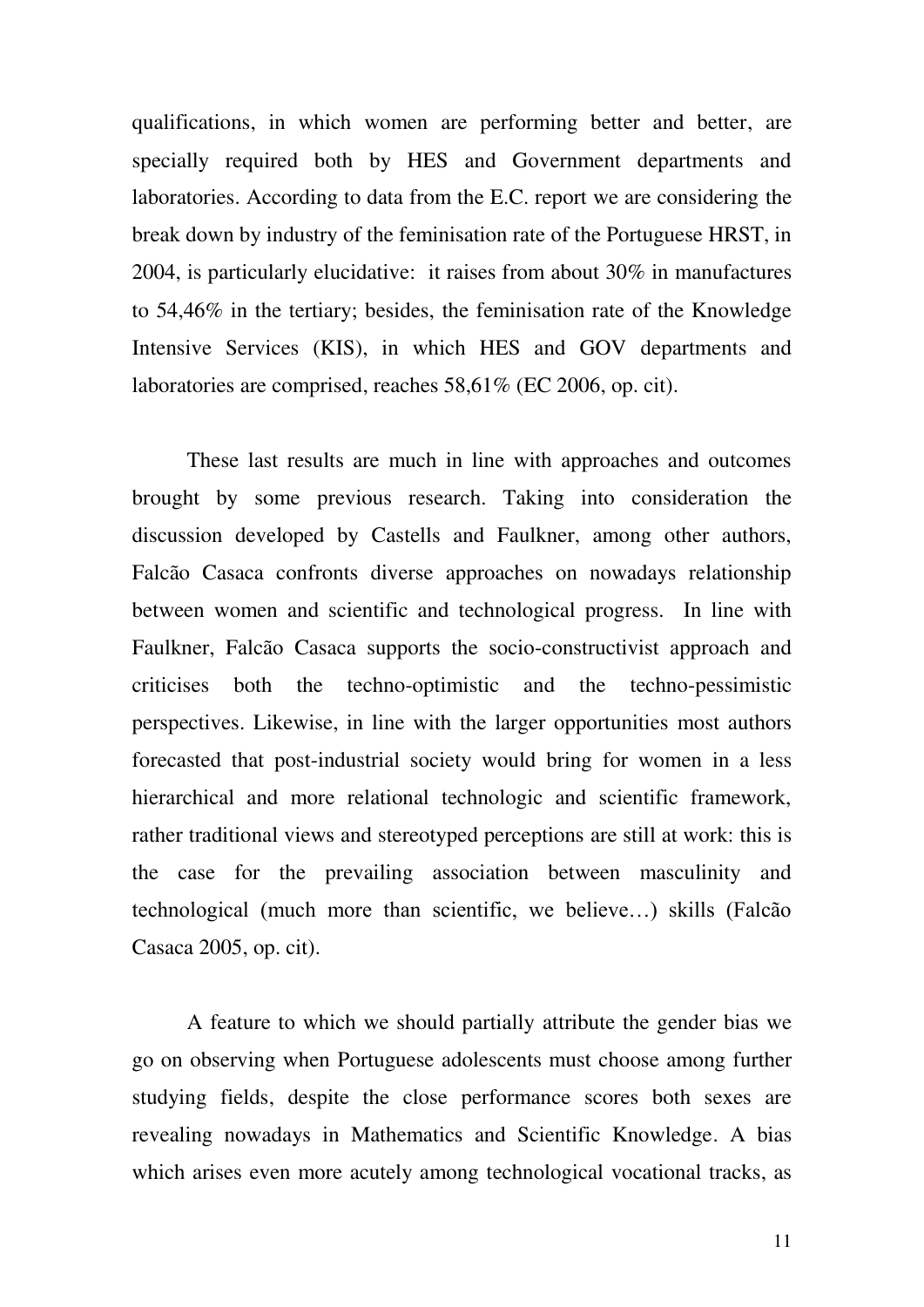qualifications, in which women are performing better and better, are specially required both by HES and Government departments and laboratories. According to data from the E.C. report we are considering the break down by industry of the feminisation rate of the Portuguese HRST, in 2004, is particularly elucidative: it raises from about 30% in manufactures to 54,46% in the tertiary; besides, the feminisation rate of the Knowledge Intensive Services (KIS), in which HES and GOV departments and laboratories are comprised, reaches 58,61% (EC 2006, op. cit).

These last results are much in line with approaches and outcomes brought by some previous research. Taking into consideration the discussion developed by Castells and Faulkner, among other authors, Falcão Casaca confronts diverse approaches on nowadays relationship between women and scientific and technological progress. In line with Faulkner, Falcão Casaca supports the socio-constructivist approach and criticises both the techno-optimistic and the techno-pessimistic perspectives. Likewise, in line with the larger opportunities most authors forecasted that post-industrial society would bring for women in a less hierarchical and more relational technologic and scientific framework, rather traditional views and stereotyped perceptions are still at work: this is the case for the prevailing association between masculinity and technological (much more than scientific, we believe…) skills (Falcão Casaca 2005, op. cit).

A feature to which we should partially attribute the gender bias we go on observing when Portuguese adolescents must choose among further studying fields, despite the close performance scores both sexes are revealing nowadays in Mathematics and Scientific Knowledge. A bias which arises even more acutely among technological vocational tracks, as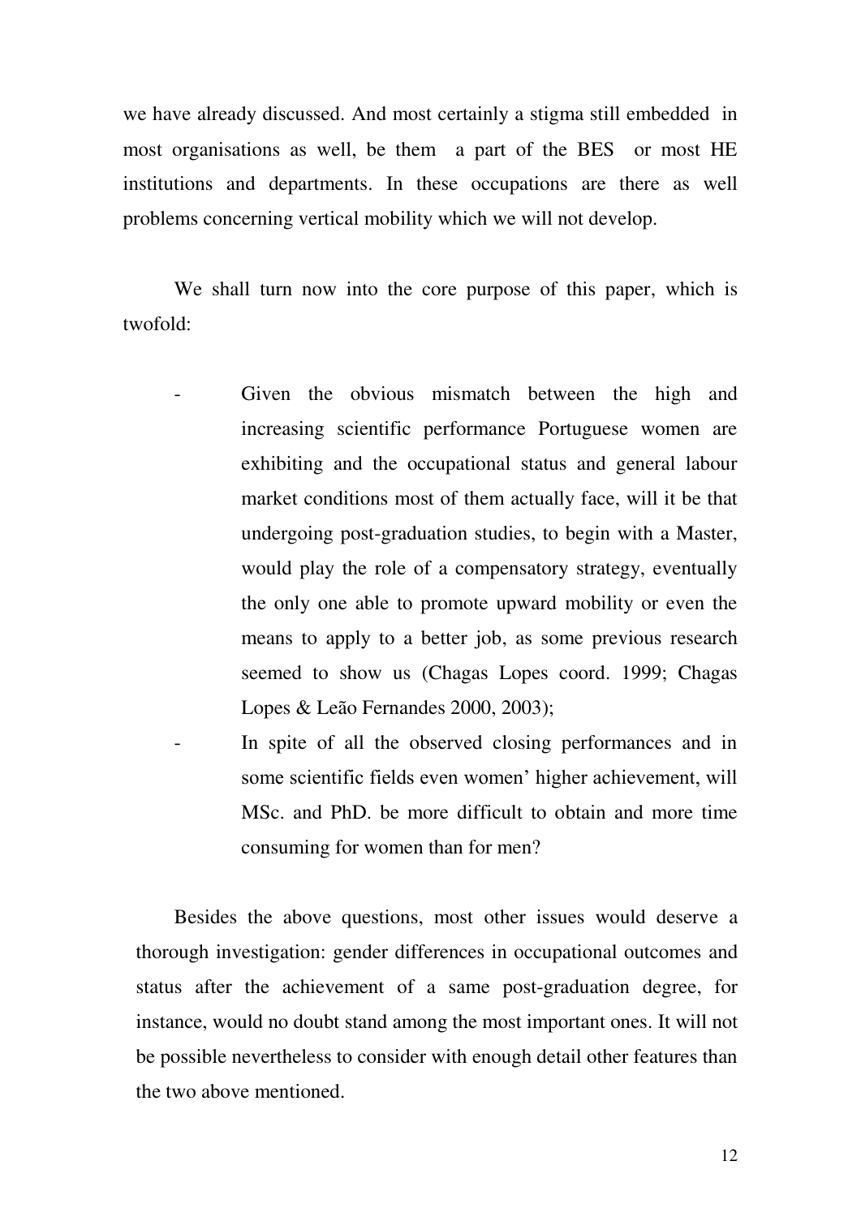we have already discussed. And most certainly a stigma still embedded in most organisations as well, be them a part of the BES or most HE institutions and departments. In these occupations are there as well problems concerning vertical mobility which we will not develop.

We shall turn now into the core purpose of this paper, which is twofold:

- Given the obvious mismatch between the high and increasing scientific performance Portuguese women are exhibiting and the occupational status and general labour market conditions most of them actually face, will it be that undergoing post-graduation studies, to begin with a Master, would play the role of a compensatory strategy, eventually the only one able to promote upward mobility or even the means to apply to a better job, as some previous research seemed to show us (Chagas Lopes coord. 1999; Chagas Lopes & Leão Fernandes 2000, 2003);
- In spite of all the observed closing performances and in some scientific fields even women' higher achievement, will MSc. and PhD. be more difficult to obtain and more time consuming for women than for men?

Besides the above questions, most other issues would deserve a thorough investigation: gender differences in occupational outcomes and status after the achievement of a same post-graduation degree, for instance, would no doubt stand among the most important ones. It will not be possible nevertheless to consider with enough detail other features than the two above mentioned.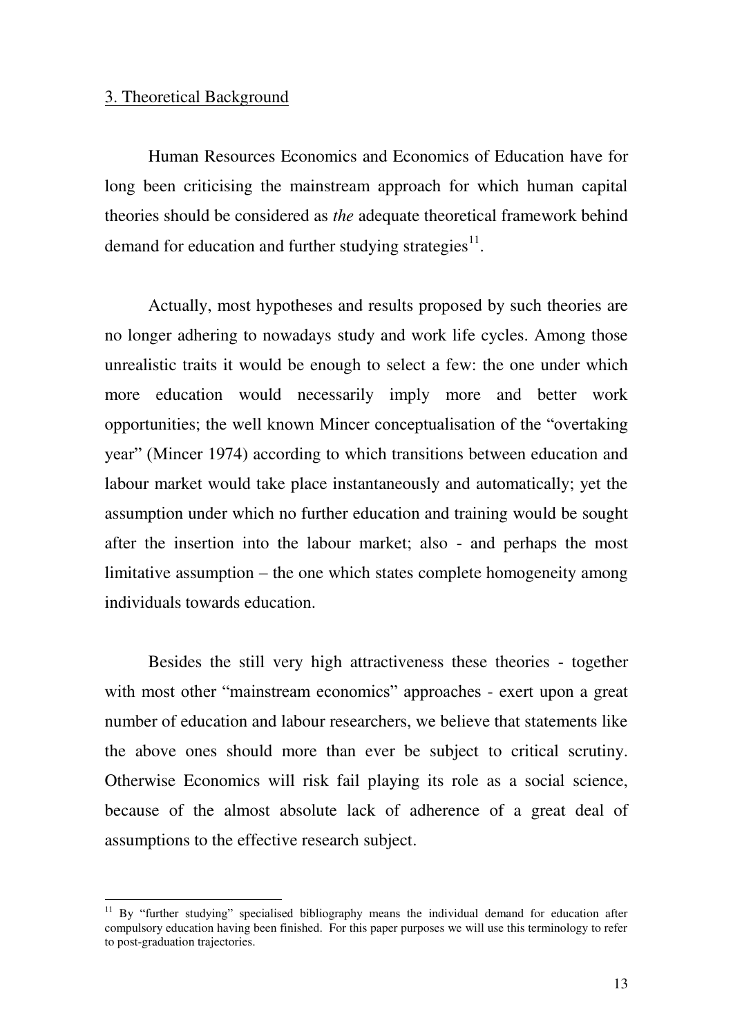## 3. Theoretical Background

Human Resources Economics and Economics of Education have for long been criticising the mainstream approach for which human capital theories should be considered as *the* adequate theoretical framework behind demand for education and further studying strategies[11].

Actually, most hypotheses and results proposed by such theories are no longer adhering to nowadays study and work life cycles. Among those unrealistic traits it would be enough to select a few: the one under which more education would necessarily imply more and better work opportunities; the well known Mincer conceptualisation of the "overtaking year" (Mincer 1974) according to which transitions between education and labour market would take place instantaneously and automatically; yet the assumption under which no further education and training would be sought after the insertion into the labour market; also - and perhaps the most limitative assumption – the one which states complete homogeneity among individuals towards education.

Besides the still very high attractiveness these theories - together with most other "mainstream economics" approaches - exert upon a great number of education and labour researchers, we believe that statements like the above ones should more than ever be subject to critical scrutiny. Otherwise Economics will risk fail playing its role as a social science, because of the almost absolute lack of adherence of a great deal of assumptions to the effective research subject.

[11] By "further studying" specialised bibliography means the individual demand for education after compulsory education having been finished. For this paper purposes we will use this terminology to refer to post-graduation trajectories.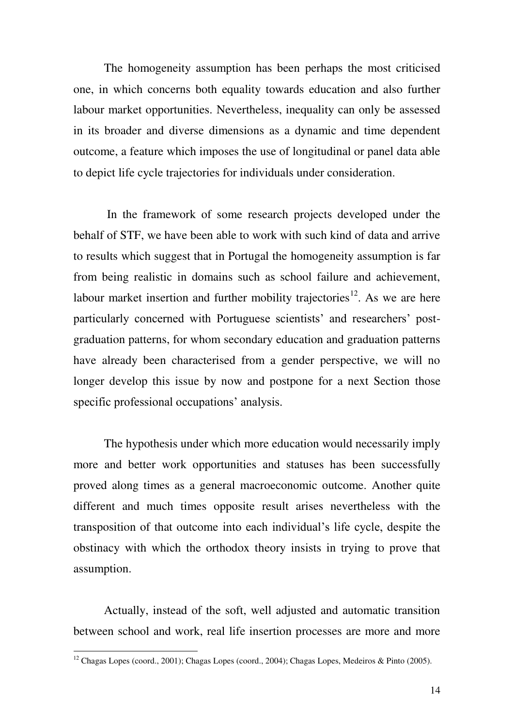The homogeneity assumption has been perhaps the most criticised one, in which concerns both equality towards education and also further labour market opportunities. Nevertheless, inequality can only be assessed in its broader and diverse dimensions as a dynamic and time dependent outcome, a feature which imposes the use of longitudinal or panel data able to depict life cycle trajectories for individuals under consideration.

In the framework of some research projects developed under the behalf of STF, we have been able to work with such kind of data and arrive to results which suggest that in Portugal the homogeneity assumption is far from being realistic in domains such as school failure and achievement, labour market insertion and further mobility trajectories[12]. As we are here particularly concerned with Portuguese scientists' and researchers' post-graduation patterns, for whom secondary education and graduation patterns have already been characterised from a gender perspective, we will no longer develop this issue by now and postpone for a next Section those specific professional occupations' analysis.

The hypothesis under which more education would necessarily imply more and better work opportunities and statuses has been successfully proved along times as a general macroeconomic outcome. Another quite different and much times opposite result arises nevertheless with the transposition of that outcome into each individual's life cycle, despite the obstinacy with which the orthodox theory insists in trying to prove that assumption.

Actually, instead of the soft, well adjusted and automatic transition between school and work, real life insertion processes are more and more

[12] Chagas Lopes (coord., 2001); Chagas Lopes (coord., 2004); Chagas Lopes, Medeiros & Pinto (2005).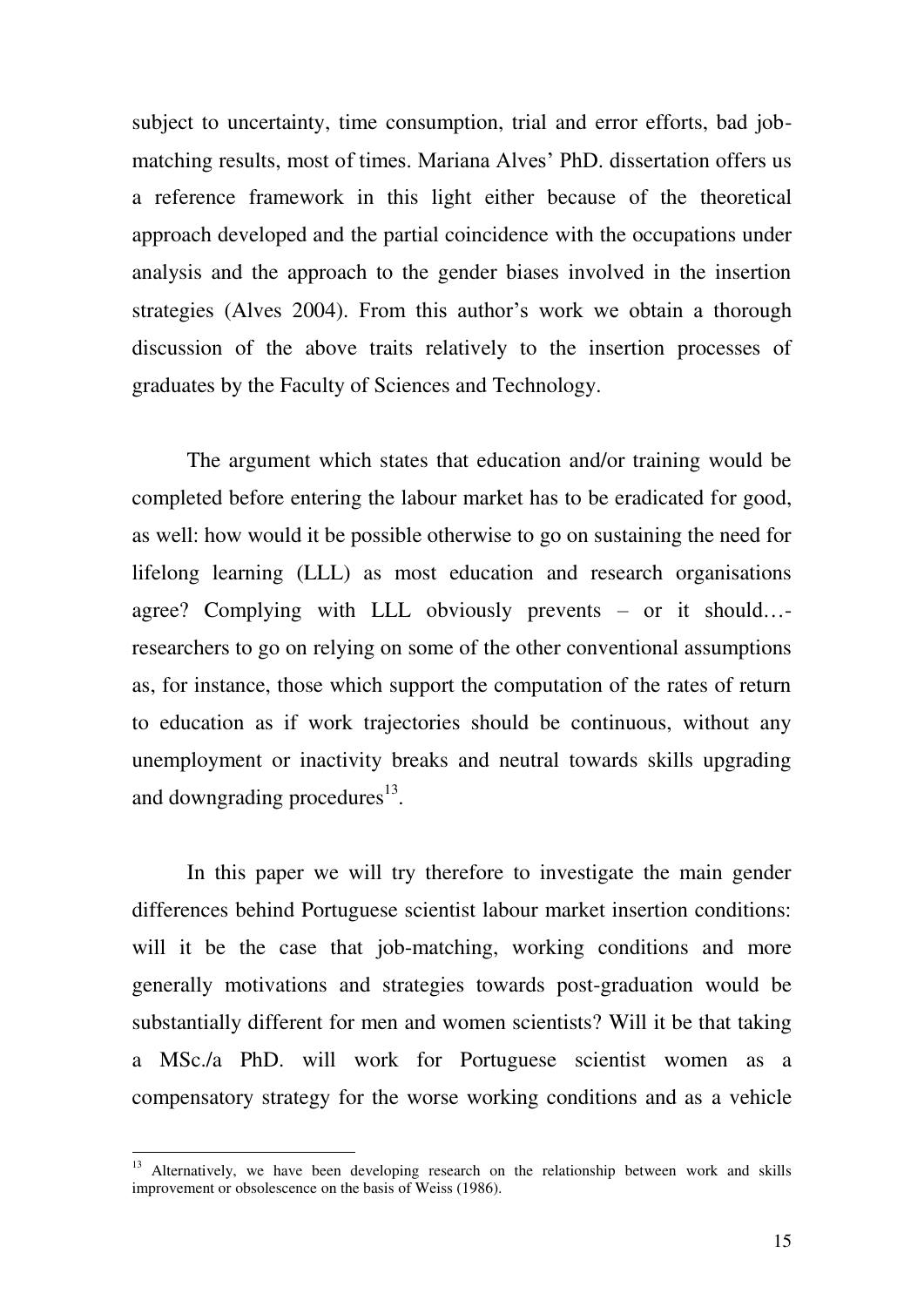subject to uncertainty, time consumption, trial and error efforts, bad job-matching results, most of times. Mariana Alves' PhD. dissertation offers us a reference framework in this light either because of the theoretical approach developed and the partial coincidence with the occupations under analysis and the approach to the gender biases involved in the insertion strategies (Alves 2004). From this author's work we obtain a thorough discussion of the above traits relatively to the insertion processes of graduates by the Faculty of Sciences and Technology.

The argument which states that education and/or training would be completed before entering the labour market has to be eradicated for good, as well: how would it be possible otherwise to go on sustaining the need for lifelong learning (LLL) as most education and research organisations agree? Complying with LLL obviously prevents – or it should…- researchers to go on relying on some of the other conventional assumptions as, for instance, those which support the computation of the rates of return to education as if work trajectories should be continuous, without any unemployment or inactivity breaks and neutral towards skills upgrading and downgrading procedures[13].

In this paper we will try therefore to investigate the main gender differences behind Portuguese scientist labour market insertion conditions: will it be the case that job-matching, working conditions and more generally motivations and strategies towards post-graduation would be substantially different for men and women scientists? Will it be that taking a MSc./a PhD. will work for Portuguese scientist women as a compensatory strategy for the worse working conditions and as a vehicle

[13] Alternatively, we have been developing research on the relationship between work and skills improvement or obsolescence on the basis of Weiss (1986).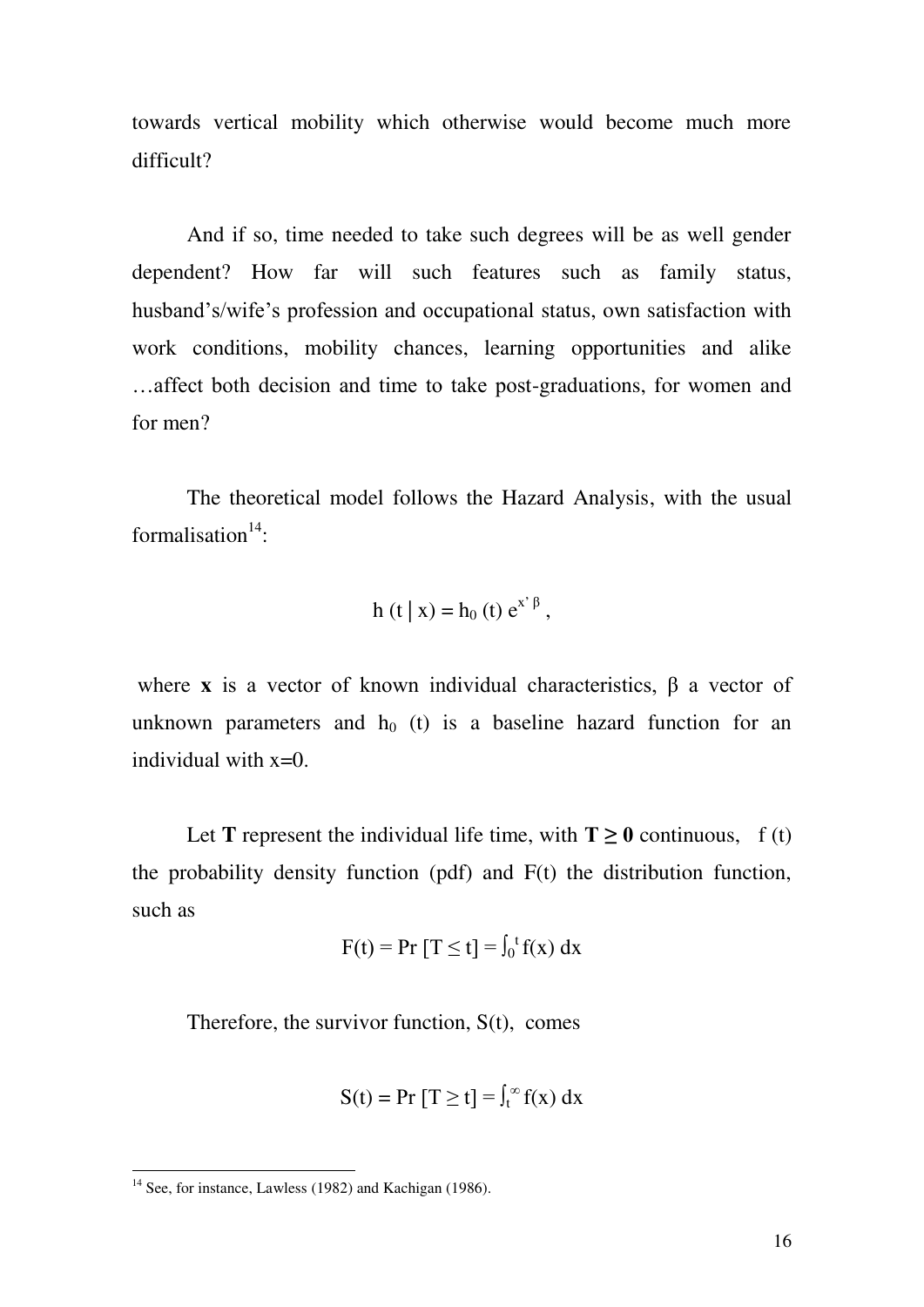towards vertical mobility which otherwise would become much more difficult?

And if so, time needed to take such degrees will be as well gender dependent? How far will such features such as family status, husband's/wife's profession and occupational status, own satisfaction with work conditions, mobility chances, learning opportunities and alike …affect both decision and time to take post-graduations, for women and for men?

The theoretical model follows the Hazard Analysis, with the usual formalisation[14]:

$$h\,(t \mid x) = h_0\,(t)\, e^{x'\beta}\,,$$

where **x** is a vector of known individual characteristics, β a vector of unknown parameters and $h_0$ (t) is a baseline hazard function for an individual with x=0.

Let **T** represent the individual life time, with **T ≥ 0** continuous, f (t) the probability density function (pdf) and F(t) the distribution function, such as

$$F(t) = \Pr\,[T \leq t] = \int_0^t f(x)\,dx$$

Therefore, the survivor function, S(t), comes

$$S(t) = \Pr\,[T \geq t] = \int_t^\infty f(x)\,dx$$

[14] See, for instance, Lawless (1982) and Kachigan (1986).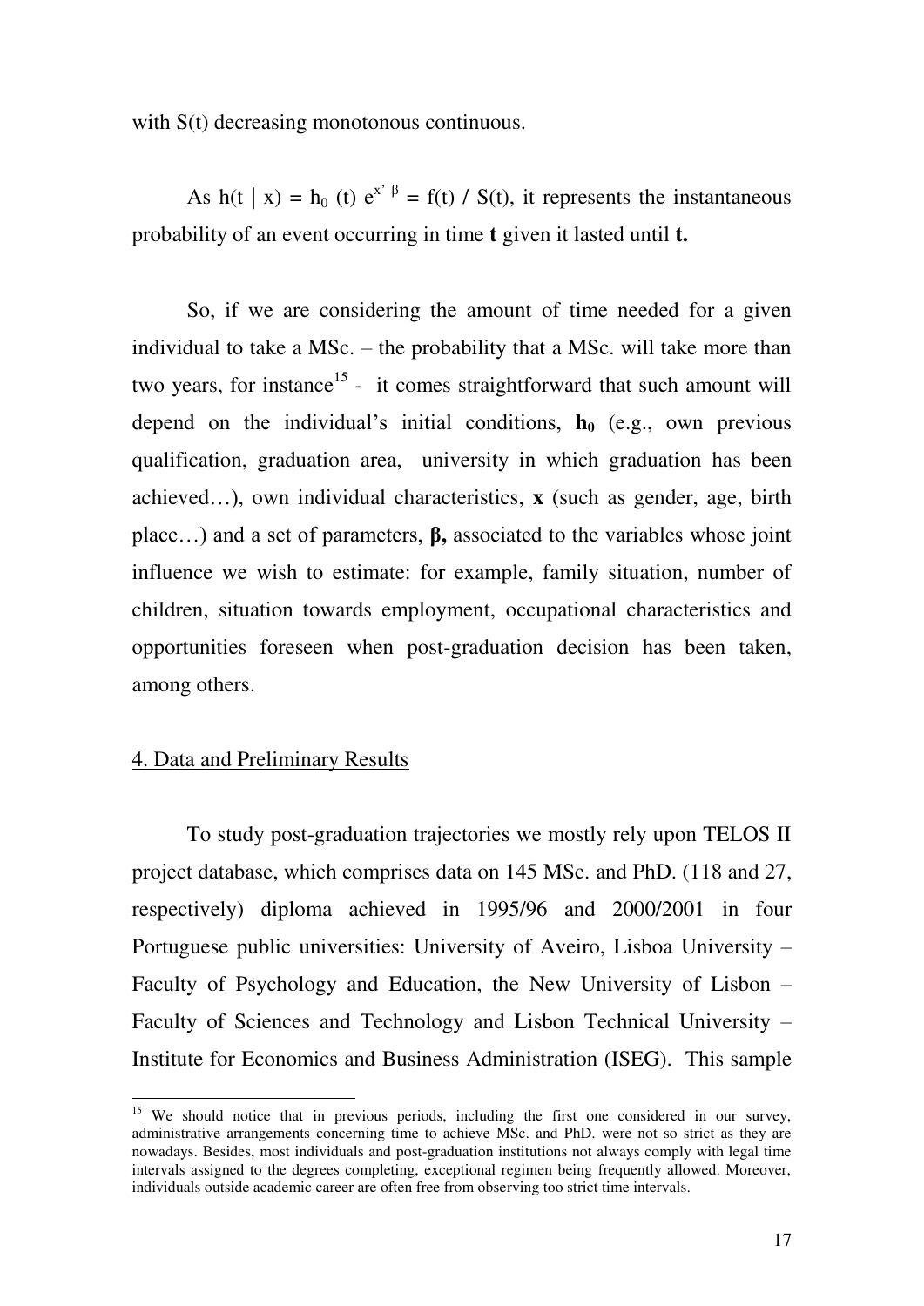with S(t) decreasing monotonous continuous.

As $h(t \mid x) = h_0(t)\, e^{x'\beta} = f(t) / S(t)$, it represents the instantaneous probability of an event occurring in time **t** given it lasted until **t.**

So, if we are considering the amount of time needed for a given individual to take a MSc. – the probability that a MSc. will take more than two years, for instance[15] - it comes straightforward that such amount will depend on the individual's initial conditions, $\mathbf{h_0}$ (e.g., own previous qualification, graduation area, university in which graduation has been achieved…), own individual characteristics, **x** (such as gender, age, birth place…) and a set of parameters, **β,** associated to the variables whose joint influence we wish to estimate: for example, family situation, number of children, situation towards employment, occupational characteristics and opportunities foreseen when post-graduation decision has been taken, among others.

## 4. Data and Preliminary Results

To study post-graduation trajectories we mostly rely upon TELOS II project database, which comprises data on 145 MSc. and PhD. (118 and 27, respectively) diploma achieved in 1995/96 and 2000/2001 in four Portuguese public universities: University of Aveiro, Lisboa University – Faculty of Psychology and Education, the New University of Lisbon – Faculty of Sciences and Technology and Lisbon Technical University – Institute for Economics and Business Administration (ISEG). This sample

[15] We should notice that in previous periods, including the first one considered in our survey, administrative arrangements concerning time to achieve MSc. and PhD. were not so strict as they are nowadays. Besides, most individuals and post-graduation institutions not always comply with legal time intervals assigned to the degrees completing, exceptional regimen being frequently allowed. Moreover, individuals outside academic career are often free from observing too strict time intervals.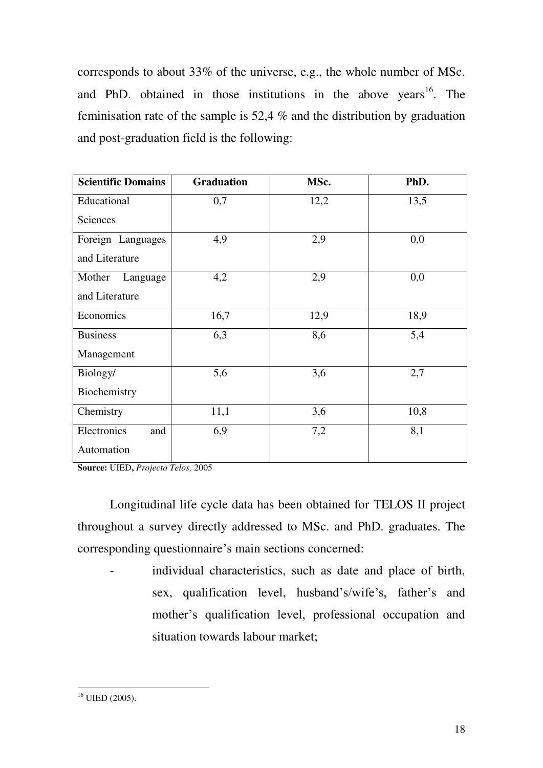corresponds to about 33% of the universe, e.g., the whole number of MSc. and PhD. obtained in those institutions in the above years[16]. The feminisation rate of the sample is 52,4 % and the distribution by graduation and post-graduation field is the following:

| Scientific Domains | Graduation | MSc. | PhD. |
|---|---|---|---|
| Educational Sciences | 0,7 | 12,2 | 13,5 |
| Foreign Languages and Literature | 4,9 | 2,9 | 0,0 |
| Mother Language and Literature | 4,2 | 2,9 | 0,0 |
| Economics | 16,7 | 12,9 | 18,9 |
| Business Management | 6,3 | 8,6 | 5,4 |
| Biology/ Biochemistry | 5,6 | 3,6 | 2,7 |
| Chemistry | 11,1 | 3,6 | 10,8 |
| Electronics and Automation | 6,9 | 7,2 | 8,1 |

**Source:** UIED**,** *Projecto Telos,* 2005

Longitudinal life cycle data has been obtained for TELOS II project throughout a survey directly addressed to MSc. and PhD. graduates. The corresponding questionnaire's main sections concerned:

- individual characteristics, such as date and place of birth, sex, qualification level, husband's/wife's, father's and mother's qualification level, professional occupation and situation towards labour market;

[16] UIED (2005).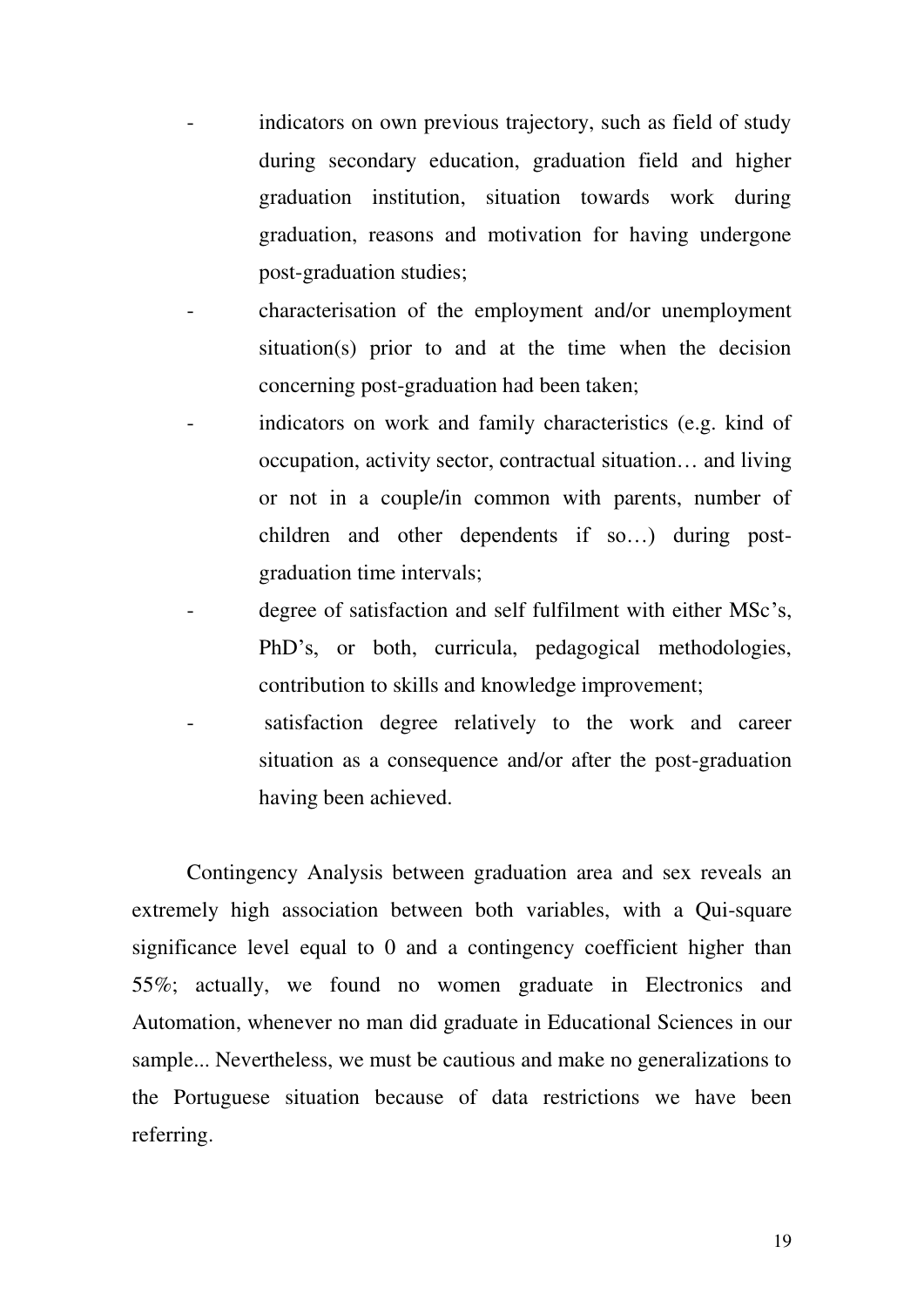- indicators on own previous trajectory, such as field of study during secondary education, graduation field and higher graduation institution, situation towards work during graduation, reasons and motivation for having undergone post-graduation studies;
- characterisation of the employment and/or unemployment situation(s) prior to and at the time when the decision concerning post-graduation had been taken;
- indicators on work and family characteristics (e.g. kind of occupation, activity sector, contractual situation… and living or not in a couple/in common with parents, number of children and other dependents if so…) during post-graduation time intervals;
- degree of satisfaction and self fulfilment with either MSc's, PhD's, or both, curricula, pedagogical methodologies, contribution to skills and knowledge improvement;
- satisfaction degree relatively to the work and career situation as a consequence and/or after the post-graduation having been achieved.

Contingency Analysis between graduation area and sex reveals an extremely high association between both variables, with a Qui-square significance level equal to 0 and a contingency coefficient higher than 55%; actually, we found no women graduate in Electronics and Automation, whenever no man did graduate in Educational Sciences in our sample... Nevertheless, we must be cautious and make no generalizations to the Portuguese situation because of data restrictions we have been referring.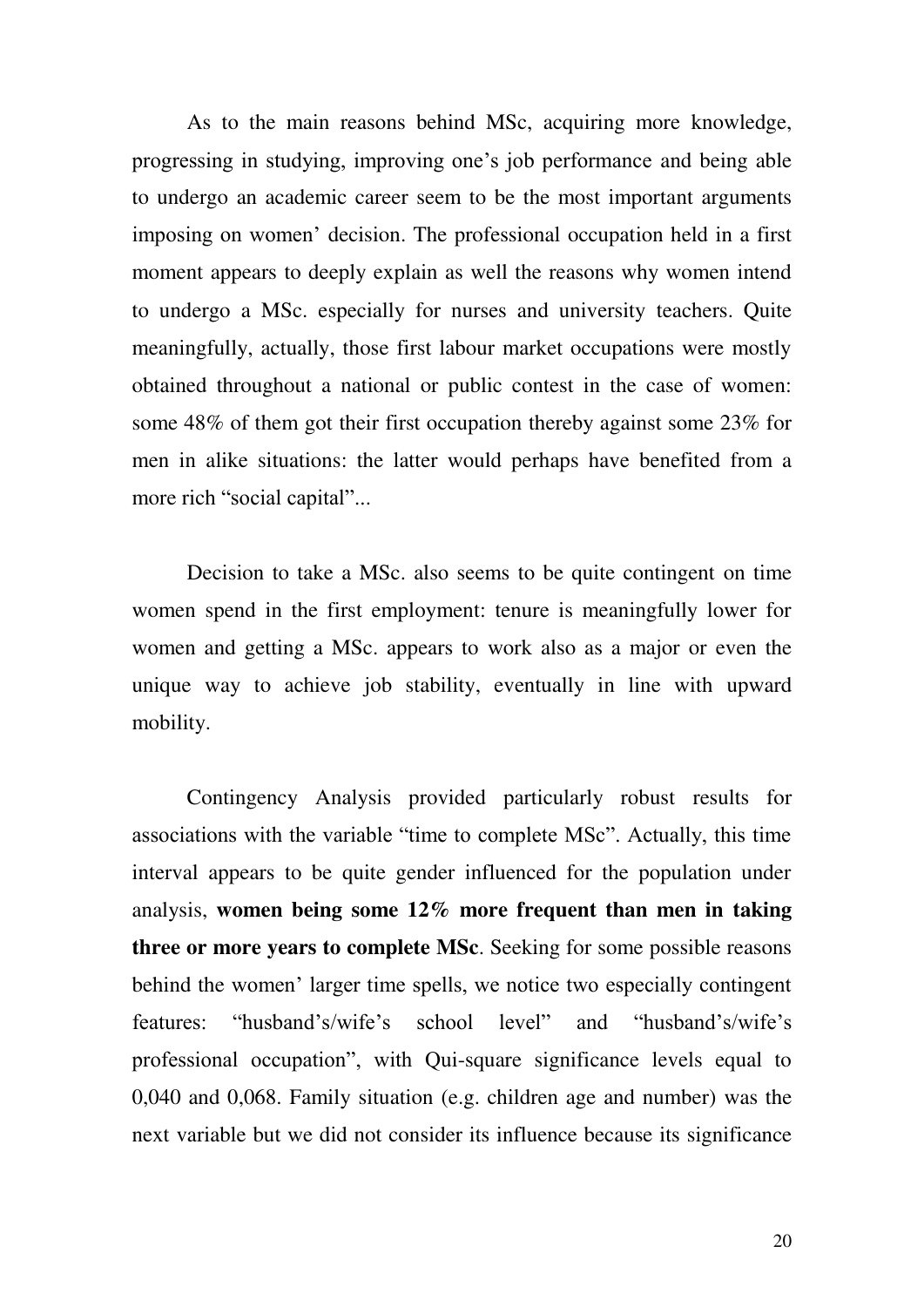As to the main reasons behind MSc, acquiring more knowledge, progressing in studying, improving one's job performance and being able to undergo an academic career seem to be the most important arguments imposing on women' decision. The professional occupation held in a first moment appears to deeply explain as well the reasons why women intend to undergo a MSc. especially for nurses and university teachers. Quite meaningfully, actually, those first labour market occupations were mostly obtained throughout a national or public contest in the case of women: some 48% of them got their first occupation thereby against some 23% for men in alike situations: the latter would perhaps have benefited from a more rich "social capital"...

Decision to take a MSc. also seems to be quite contingent on time women spend in the first employment: tenure is meaningfully lower for women and getting a MSc. appears to work also as a major or even the unique way to achieve job stability, eventually in line with upward mobility.

Contingency Analysis provided particularly robust results for associations with the variable "time to complete MSc". Actually, this time interval appears to be quite gender influenced for the population under analysis, **women being some 12% more frequent than men in taking three or more years to complete MSc**. Seeking for some possible reasons behind the women' larger time spells, we notice two especially contingent features: "husband's/wife's school level" and "husband's/wife's professional occupation", with Qui-square significance levels equal to 0,040 and 0,068. Family situation (e.g. children age and number) was the next variable but we did not consider its influence because its significance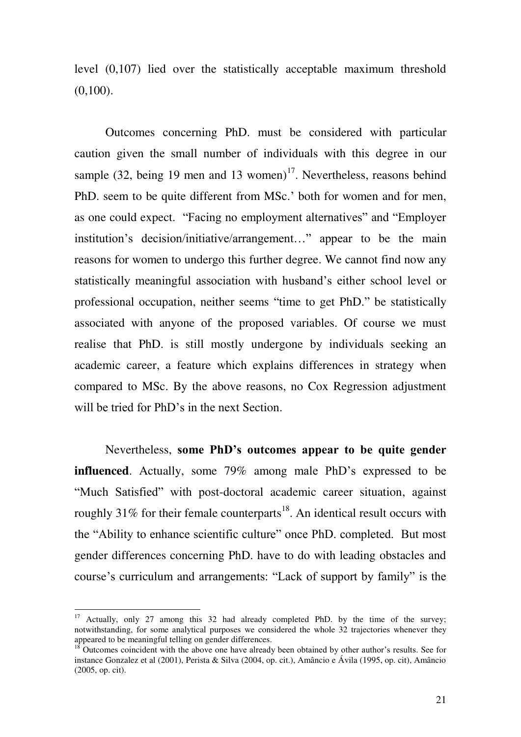level (0,107) lied over the statistically acceptable maximum threshold (0,100).

Outcomes concerning PhD. must be considered with particular caution given the small number of individuals with this degree in our sample (32, being 19 men and 13 women)[17]. Nevertheless, reasons behind PhD. seem to be quite different from MSc.' both for women and for men, as one could expect. "Facing no employment alternatives" and "Employer institution's decision/initiative/arrangement…" appear to be the main reasons for women to undergo this further degree. We cannot find now any statistically meaningful association with husband's either school level or professional occupation, neither seems "time to get PhD." be statistically associated with anyone of the proposed variables. Of course we must realise that PhD. is still mostly undergone by individuals seeking an academic career, a feature which explains differences in strategy when compared to MSc. By the above reasons, no Cox Regression adjustment will be tried for PhD's in the next Section.

Nevertheless, **some PhD's outcomes appear to be quite gender influenced**. Actually, some 79% among male PhD's expressed to be "Much Satisfied" with post-doctoral academic career situation, against roughly 31% for their female counterparts[18]. An identical result occurs with the "Ability to enhance scientific culture" once PhD. completed. But most gender differences concerning PhD. have to do with leading obstacles and course's curriculum and arrangements: "Lack of support by family" is the

---

[17] Actually, only 27 among this 32 had already completed PhD. by the time of the survey; notwithstanding, for some analytical purposes we considered the whole 32 trajectories whenever they appeared to be meaningful telling on gender differences.

[18] Outcomes coincident with the above one have already been obtained by other author's results. See for instance Gonzalez et al (2001), Perista & Silva (2004, op. cit.), Amâncio e Ávila (1995, op. cit), Amâncio (2005, op. cit).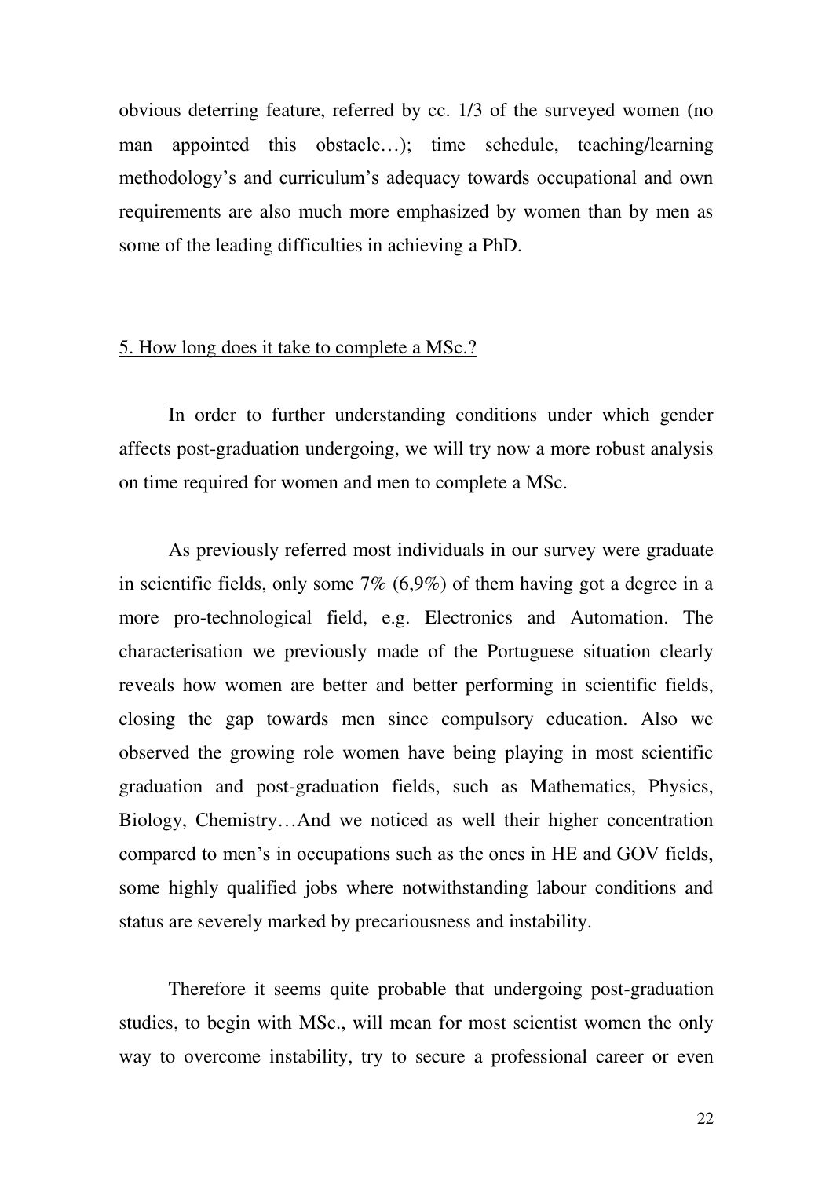obvious deterring feature, referred by cc. 1/3 of the surveyed women (no man appointed this obstacle…); time schedule, teaching/learning methodology's and curriculum's adequacy towards occupational and own requirements are also much more emphasized by women than by men as some of the leading difficulties in achieving a PhD.

## 5. How long does it take to complete a MSc.?

In order to further understanding conditions under which gender affects post-graduation undergoing, we will try now a more robust analysis on time required for women and men to complete a MSc.

As previously referred most individuals in our survey were graduate in scientific fields, only some 7% (6,9%) of them having got a degree in a more pro-technological field, e.g. Electronics and Automation. The characterisation we previously made of the Portuguese situation clearly reveals how women are better and better performing in scientific fields, closing the gap towards men since compulsory education. Also we observed the growing role women have being playing in most scientific graduation and post-graduation fields, such as Mathematics, Physics, Biology, Chemistry…And we noticed as well their higher concentration compared to men's in occupations such as the ones in HE and GOV fields, some highly qualified jobs where notwithstanding labour conditions and status are severely marked by precariousness and instability.

Therefore it seems quite probable that undergoing post-graduation studies, to begin with MSc., will mean for most scientist women the only way to overcome instability, try to secure a professional career or even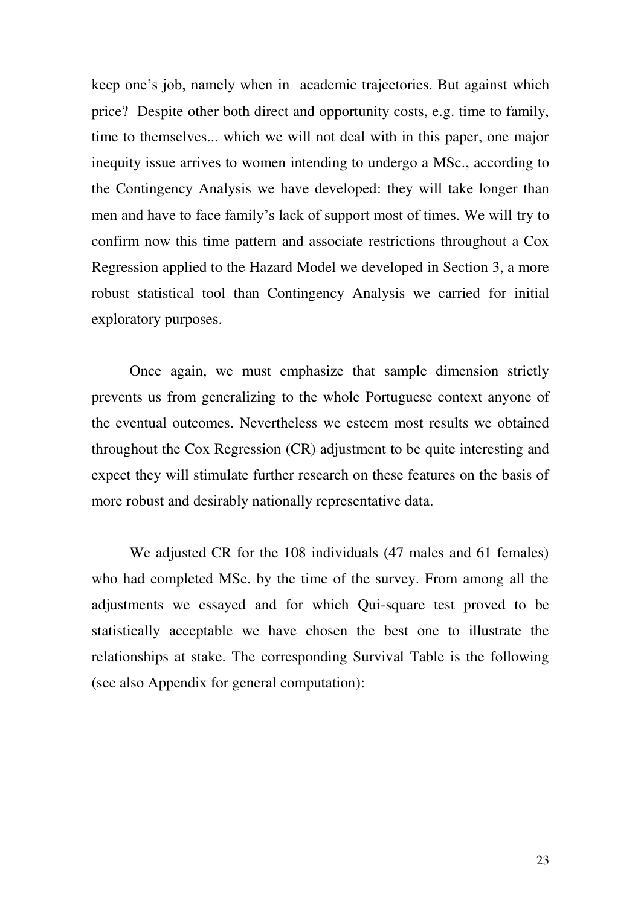keep one's job, namely when in academic trajectories. But against which price? Despite other both direct and opportunity costs, e.g. time to family, time to themselves... which we will not deal with in this paper, one major inequity issue arrives to women intending to undergo a MSc., according to the Contingency Analysis we have developed: they will take longer than men and have to face family's lack of support most of times. We will try to confirm now this time pattern and associate restrictions throughout a Cox Regression applied to the Hazard Model we developed in Section 3, a more robust statistical tool than Contingency Analysis we carried for initial exploratory purposes.

Once again, we must emphasize that sample dimension strictly prevents us from generalizing to the whole Portuguese context anyone of the eventual outcomes. Nevertheless we esteem most results we obtained throughout the Cox Regression (CR) adjustment to be quite interesting and expect they will stimulate further research on these features on the basis of more robust and desirably nationally representative data.

We adjusted CR for the 108 individuals (47 males and 61 females) who had completed MSc. by the time of the survey. From among all the adjustments we essayed and for which Qui-square test proved to be statistically acceptable we have chosen the best one to illustrate the relationships at stake. The corresponding Survival Table is the following (see also Appendix for general computation):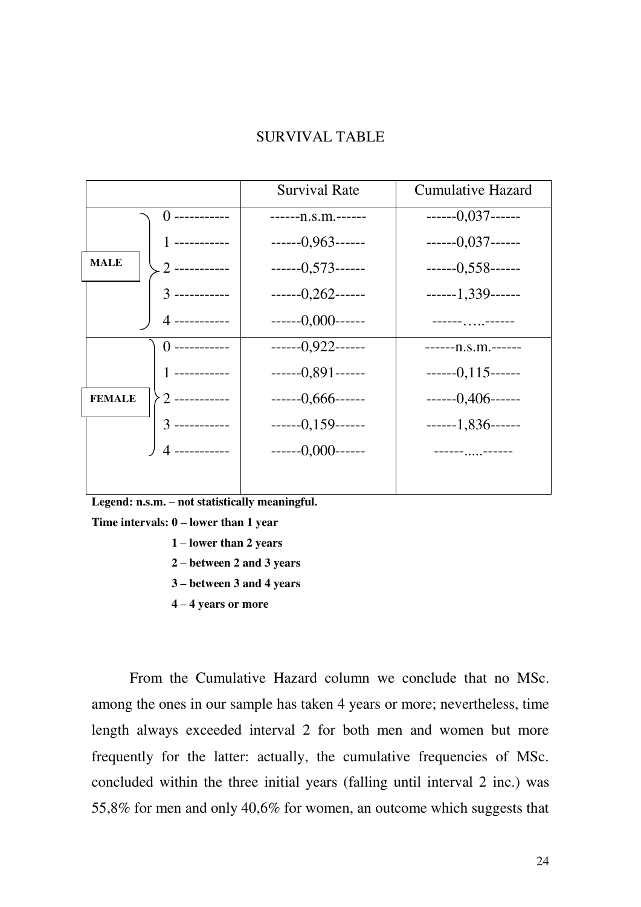SURVIVAL TABLE

| | | Survival Rate | Cumulative Hazard |
|---|---|---|---|
| MALE | 0 ----------- | ------n.s.m.------ | ------0,037------ |
| | 1 ----------- | ------0,963------ | ------0,037------ |
| | 2 ----------- | ------0,573------ | ------0,558------ |
| | 3 ----------- | ------0,262------ | ------1,339------ |
| | 4 ----------- | ------0,000------ | ------…..------ |
| FEMALE | 0 ----------- | ------0,922------ | ------n.s.m.------ |
| | 1 ----------- | ------0,891------ | ------0,115------ |
| | 2 ----------- | ------0,666------ | ------0,406------ |
| | 3 ----------- | ------0,159------ | ------1,836------ |
| | 4 ----------- | ------0,000------ | ------.....------ |

**Legend: n.s.m. – not statistically meaningful.**

**Time intervals: 0 – lower than 1 year**

**1 – lower than 2 years**

**2 – between 2 and 3 years**

**3 – between 3 and 4 years**

**4 – 4 years or more**

From the Cumulative Hazard column we conclude that no MSc. among the ones in our sample has taken 4 years or more; nevertheless, time length always exceeded interval 2 for both men and women but more frequently for the latter: actually, the cumulative frequencies of MSc. concluded within the three initial years (falling until interval 2 inc.) was 55,8% for men and only 40,6% for women, an outcome which suggests that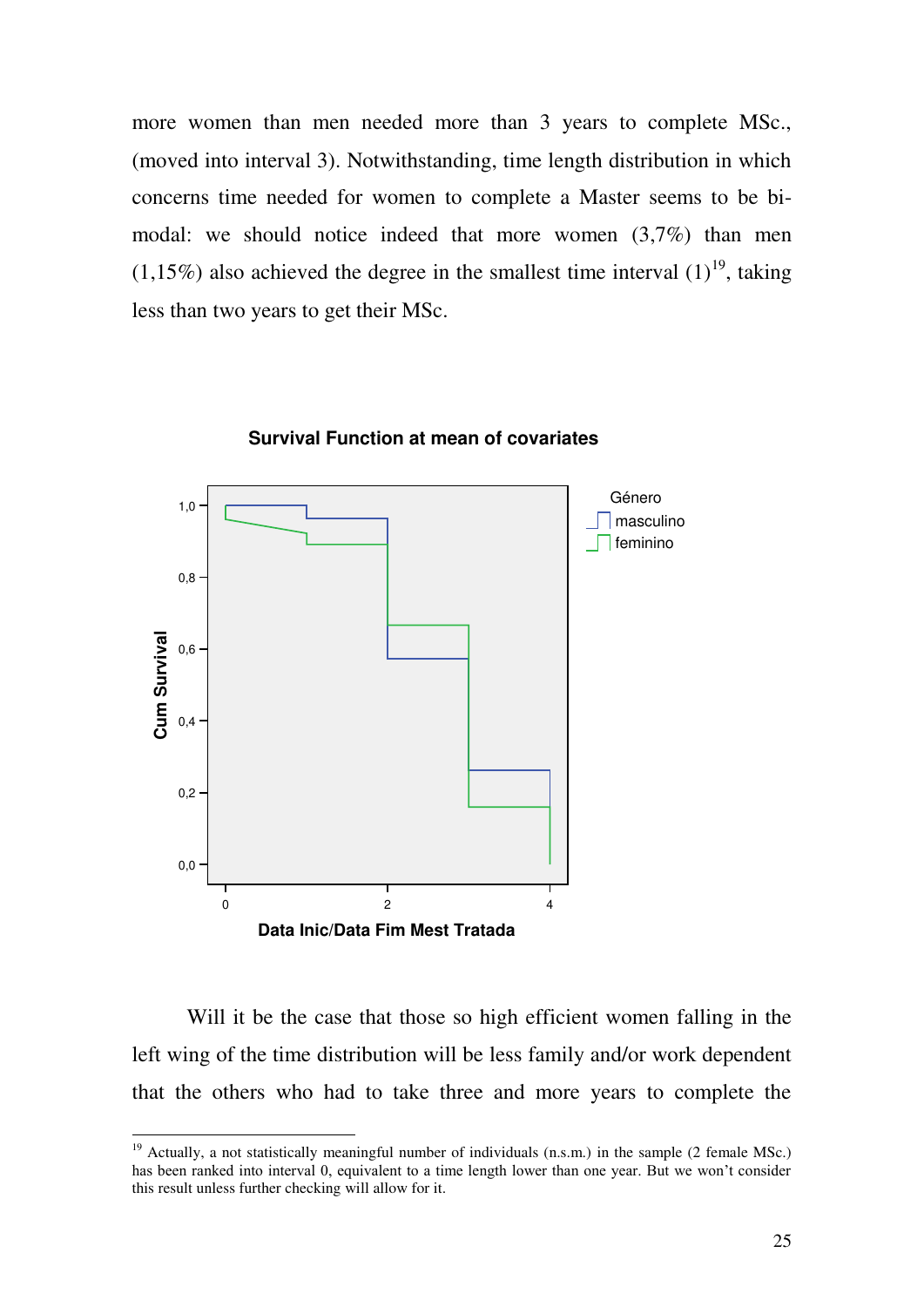more women than men needed more than 3 years to complete MSc., (moved into interval 3). Notwithstanding, time length distribution in which concerns time needed for women to complete a Master seems to be bi-modal: we should notice indeed that more women (3,7%) than men (1,15%) also achieved the degree in the smallest time interval (1)[19], taking less than two years to get their MSc.

**Survival Function at mean of covariates**

Will it be the case that those so high efficient women falling in the left wing of the time distribution will be less family and/or work dependent that the others who had to take three and more years to complete the

[19] Actually, a not statistically meaningful number of individuals (n.s.m.) in the sample (2 female MSc.) has been ranked into interval 0, equivalent to a time length lower than one year. But we won't consider this result unless further checking will allow for it.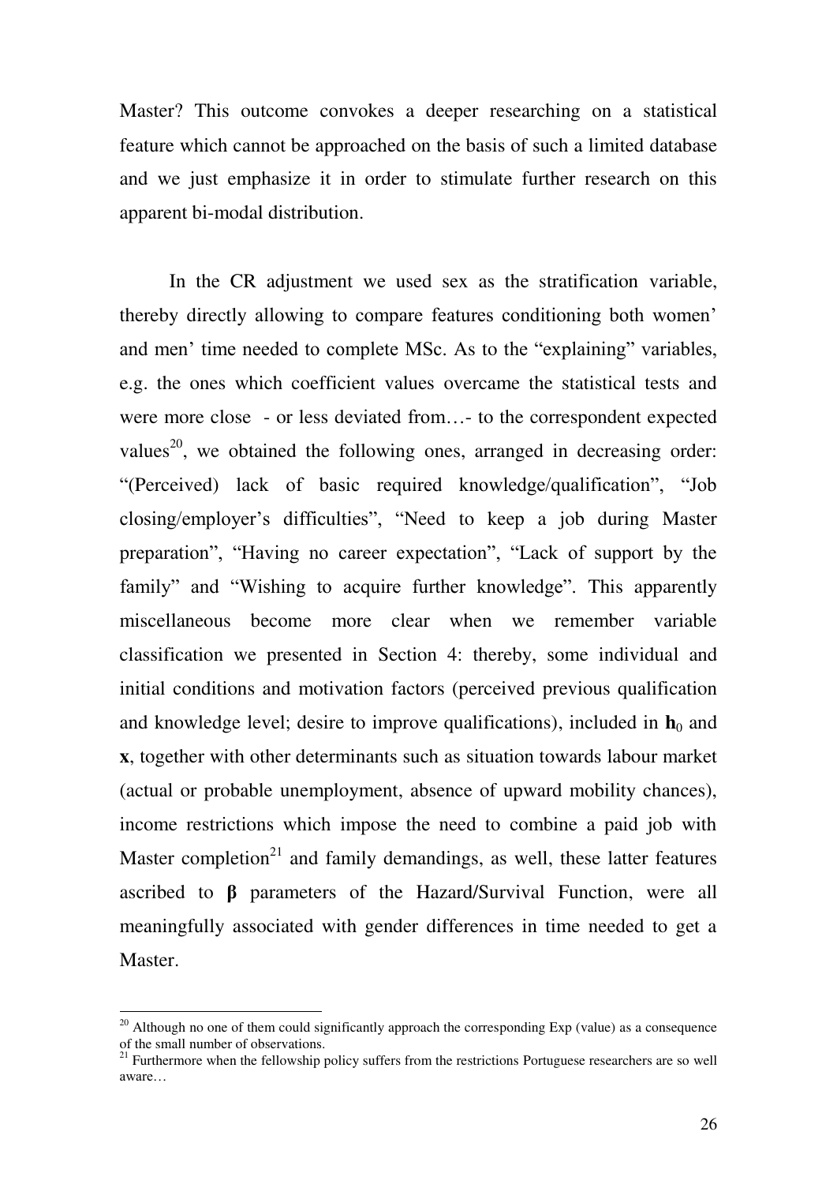Master? This outcome convokes a deeper researching on a statistical feature which cannot be approached on the basis of such a limited database and we just emphasize it in order to stimulate further research on this apparent bi-modal distribution.

In the CR adjustment we used sex as the stratification variable, thereby directly allowing to compare features conditioning both women' and men' time needed to complete MSc. As to the "explaining" variables, e.g. the ones which coefficient values overcame the statistical tests and were more close - or less deviated from…- to the correspondent expected values[20], we obtained the following ones, arranged in decreasing order: "(Perceived) lack of basic required knowledge/qualification", "Job closing/employer's difficulties", "Need to keep a job during Master preparation", "Having no career expectation", "Lack of support by the family" and "Wishing to acquire further knowledge". This apparently miscellaneous become more clear when we remember variable classification we presented in Section 4: thereby, some individual and initial conditions and motivation factors (perceived previous qualification and knowledge level; desire to improve qualifications), included in $\mathbf{h}_0$ and $\mathbf{x}$, together with other determinants such as situation towards labour market (actual or probable unemployment, absence of upward mobility chances), income restrictions which impose the need to combine a paid job with Master completion[21] and family demandings, as well, these latter features ascribed to $\boldsymbol{\beta}$ parameters of the Hazard/Survival Function, were all meaningfully associated with gender differences in time needed to get a Master.

---

[20] Although no one of them could significantly approach the corresponding Exp (value) as a consequence of the small number of observations.

[21] Furthermore when the fellowship policy suffers from the restrictions Portuguese researchers are so well aware…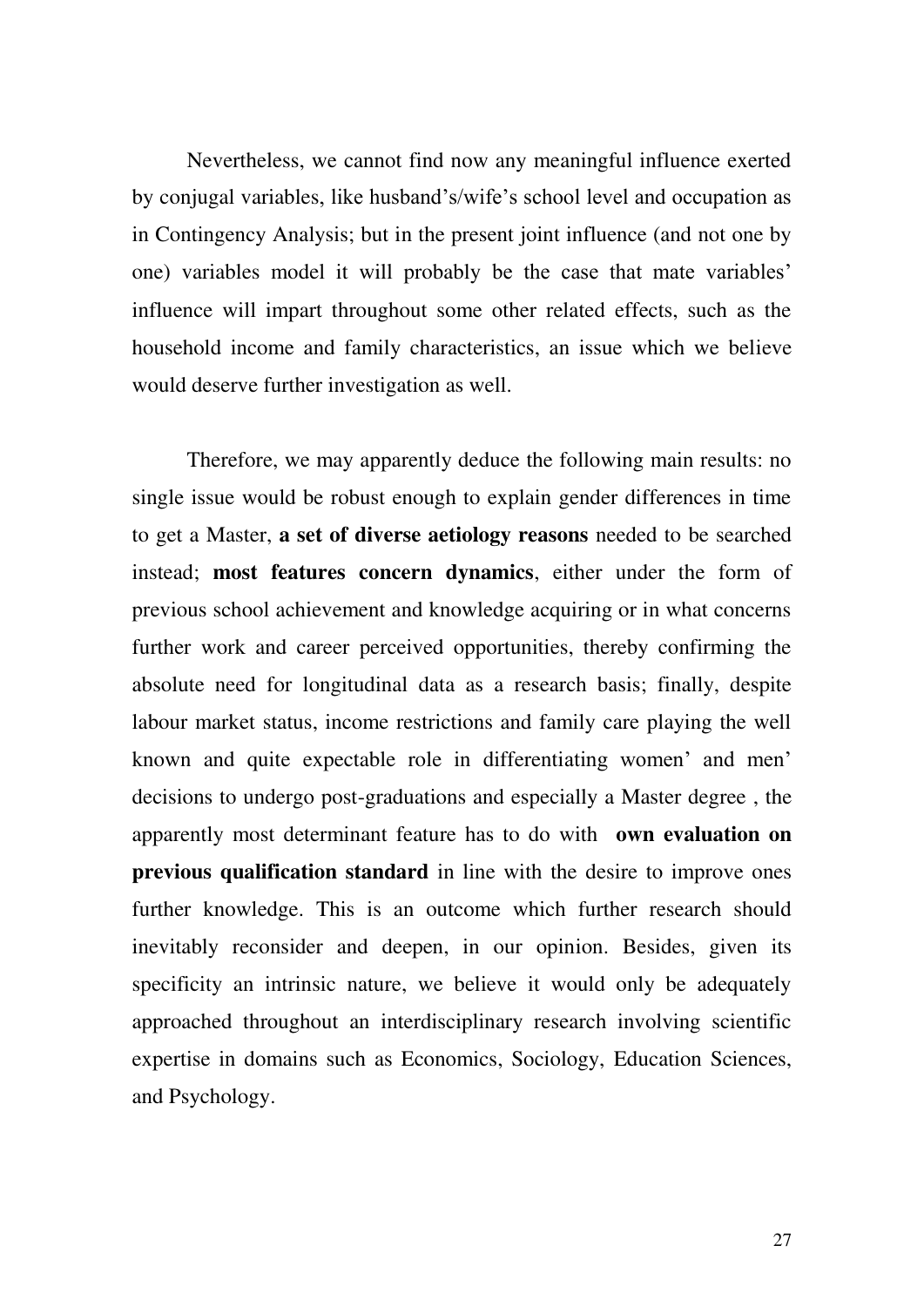Nevertheless, we cannot find now any meaningful influence exerted by conjugal variables, like husband's/wife's school level and occupation as in Contingency Analysis; but in the present joint influence (and not one by one) variables model it will probably be the case that mate variables' influence will impart throughout some other related effects, such as the household income and family characteristics, an issue which we believe would deserve further investigation as well.

Therefore, we may apparently deduce the following main results: no single issue would be robust enough to explain gender differences in time to get a Master, **a set of diverse aetiology reasons** needed to be searched instead; **most features concern dynamics**, either under the form of previous school achievement and knowledge acquiring or in what concerns further work and career perceived opportunities, thereby confirming the absolute need for longitudinal data as a research basis; finally, despite labour market status, income restrictions and family care playing the well known and quite expectable role in differentiating women' and men' decisions to undergo post-graduations and especially a Master degree , the apparently most determinant feature has to do with **own evaluation on previous qualification standard** in line with the desire to improve ones further knowledge. This is an outcome which further research should inevitably reconsider and deepen, in our opinion. Besides, given its specificity an intrinsic nature, we believe it would only be adequately approached throughout an interdisciplinary research involving scientific expertise in domains such as Economics, Sociology, Education Sciences, and Psychology.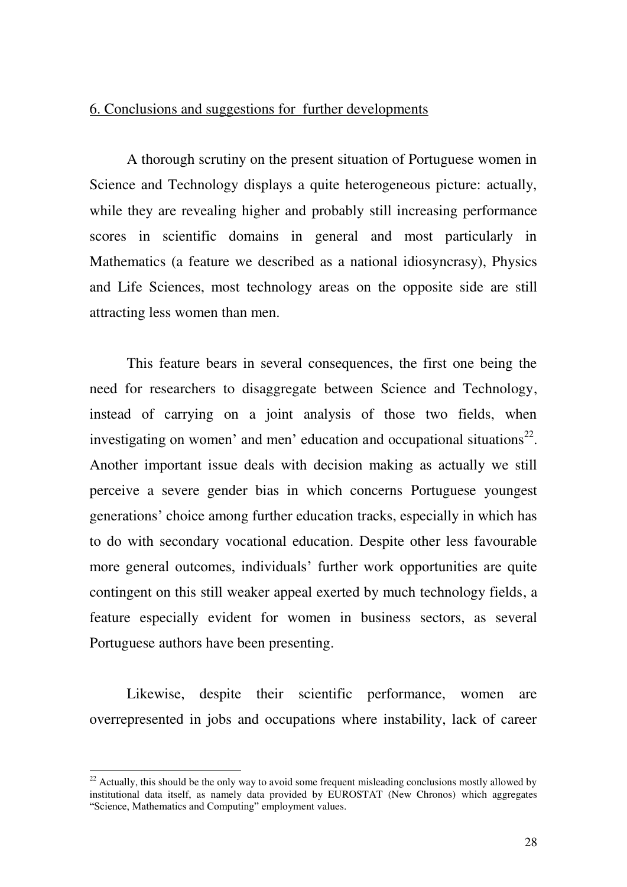## 6. Conclusions and suggestions for further developments

A thorough scrutiny on the present situation of Portuguese women in Science and Technology displays a quite heterogeneous picture: actually, while they are revealing higher and probably still increasing performance scores in scientific domains in general and most particularly in Mathematics (a feature we described as a national idiosyncrasy), Physics and Life Sciences, most technology areas on the opposite side are still attracting less women than men.

This feature bears in several consequences, the first one being the need for researchers to disaggregate between Science and Technology, instead of carrying on a joint analysis of those two fields, when investigating on women' and men' education and occupational situations[22]. Another important issue deals with decision making as actually we still perceive a severe gender bias in which concerns Portuguese youngest generations' choice among further education tracks, especially in which has to do with secondary vocational education. Despite other less favourable more general outcomes, individuals' further work opportunities are quite contingent on this still weaker appeal exerted by much technology fields, a feature especially evident for women in business sectors, as several Portuguese authors have been presenting.

Likewise, despite their scientific performance, women are overrepresented in jobs and occupations where instability, lack of career

---

[22] Actually, this should be the only way to avoid some frequent misleading conclusions mostly allowed by institutional data itself, as namely data provided by EUROSTAT (New Chronos) which aggregates "Science, Mathematics and Computing" employment values.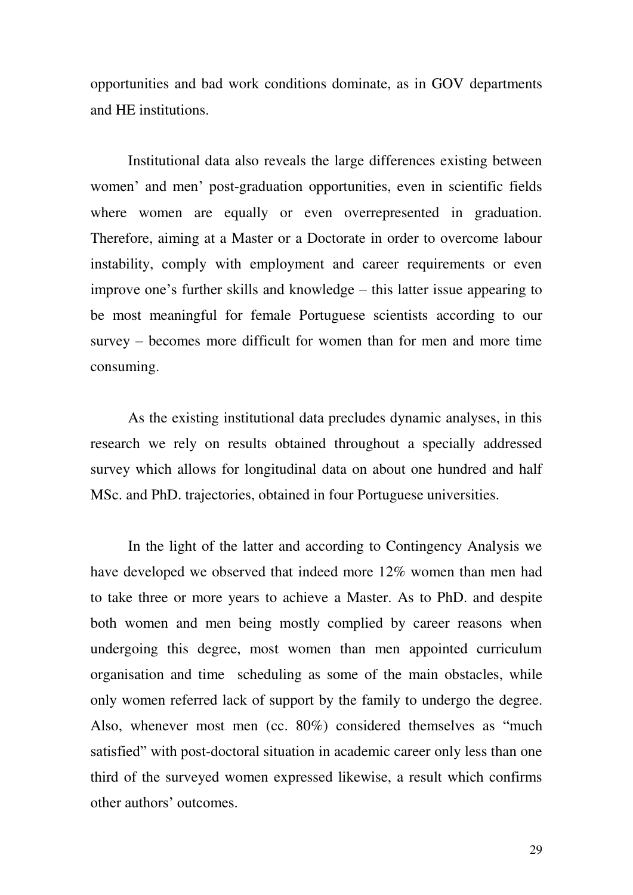opportunities and bad work conditions dominate, as in GOV departments and HE institutions.

Institutional data also reveals the large differences existing between women' and men' post-graduation opportunities, even in scientific fields where women are equally or even overrepresented in graduation. Therefore, aiming at a Master or a Doctorate in order to overcome labour instability, comply with employment and career requirements or even improve one's further skills and knowledge – this latter issue appearing to be most meaningful for female Portuguese scientists according to our survey – becomes more difficult for women than for men and more time consuming.

As the existing institutional data precludes dynamic analyses, in this research we rely on results obtained throughout a specially addressed survey which allows for longitudinal data on about one hundred and half MSc. and PhD. trajectories, obtained in four Portuguese universities.

In the light of the latter and according to Contingency Analysis we have developed we observed that indeed more 12% women than men had to take three or more years to achieve a Master. As to PhD. and despite both women and men being mostly complied by career reasons when undergoing this degree, most women than men appointed curriculum organisation and time scheduling as some of the main obstacles, while only women referred lack of support by the family to undergo the degree. Also, whenever most men (cc. 80%) considered themselves as "much satisfied" with post-doctoral situation in academic career only less than one third of the surveyed women expressed likewise, a result which confirms other authors' outcomes.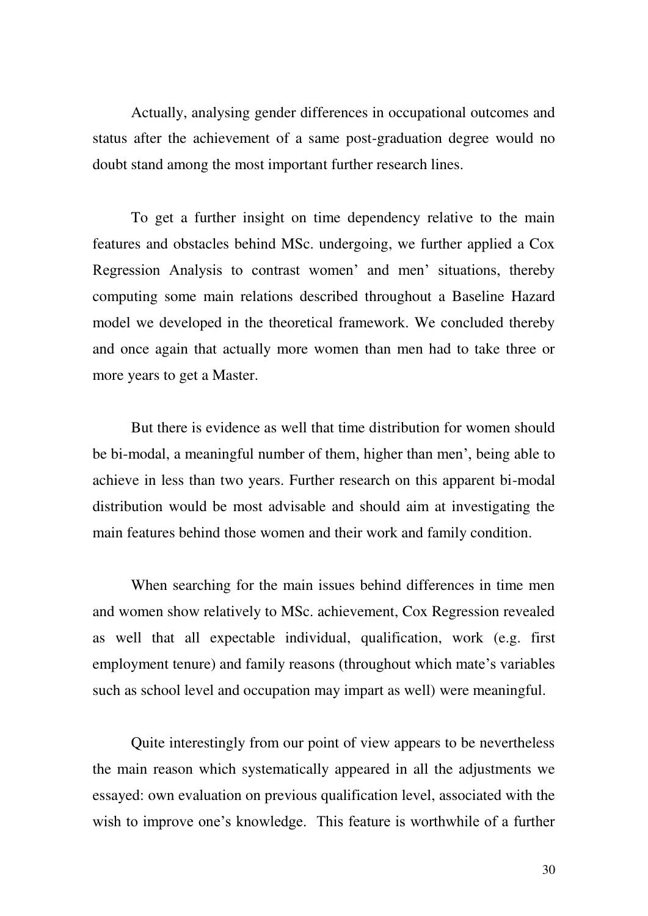Actually, analysing gender differences in occupational outcomes and status after the achievement of a same post-graduation degree would no doubt stand among the most important further research lines.

To get a further insight on time dependency relative to the main features and obstacles behind MSc. undergoing, we further applied a Cox Regression Analysis to contrast women' and men' situations, thereby computing some main relations described throughout a Baseline Hazard model we developed in the theoretical framework. We concluded thereby and once again that actually more women than men had to take three or more years to get a Master.

But there is evidence as well that time distribution for women should be bi-modal, a meaningful number of them, higher than men', being able to achieve in less than two years. Further research on this apparent bi-modal distribution would be most advisable and should aim at investigating the main features behind those women and their work and family condition.

When searching for the main issues behind differences in time men and women show relatively to MSc. achievement, Cox Regression revealed as well that all expectable individual, qualification, work (e.g. first employment tenure) and family reasons (throughout which mate's variables such as school level and occupation may impart as well) were meaningful.

Quite interestingly from our point of view appears to be nevertheless the main reason which systematically appeared in all the adjustments we essayed: own evaluation on previous qualification level, associated with the wish to improve one's knowledge. This feature is worthwhile of a further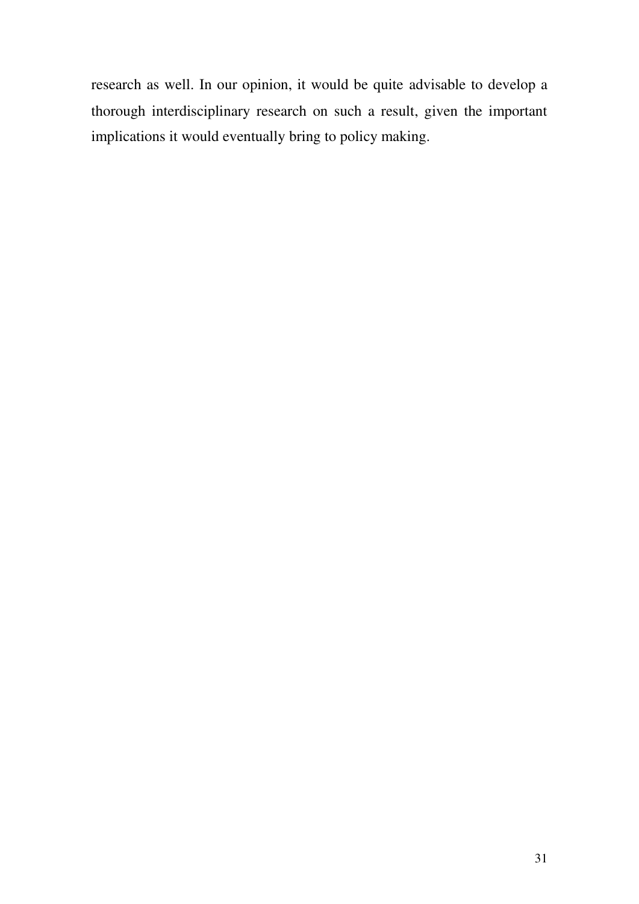research as well. In our opinion, it would be quite advisable to develop a thorough interdisciplinary research on such a result, given the important implications it would eventually bring to policy making.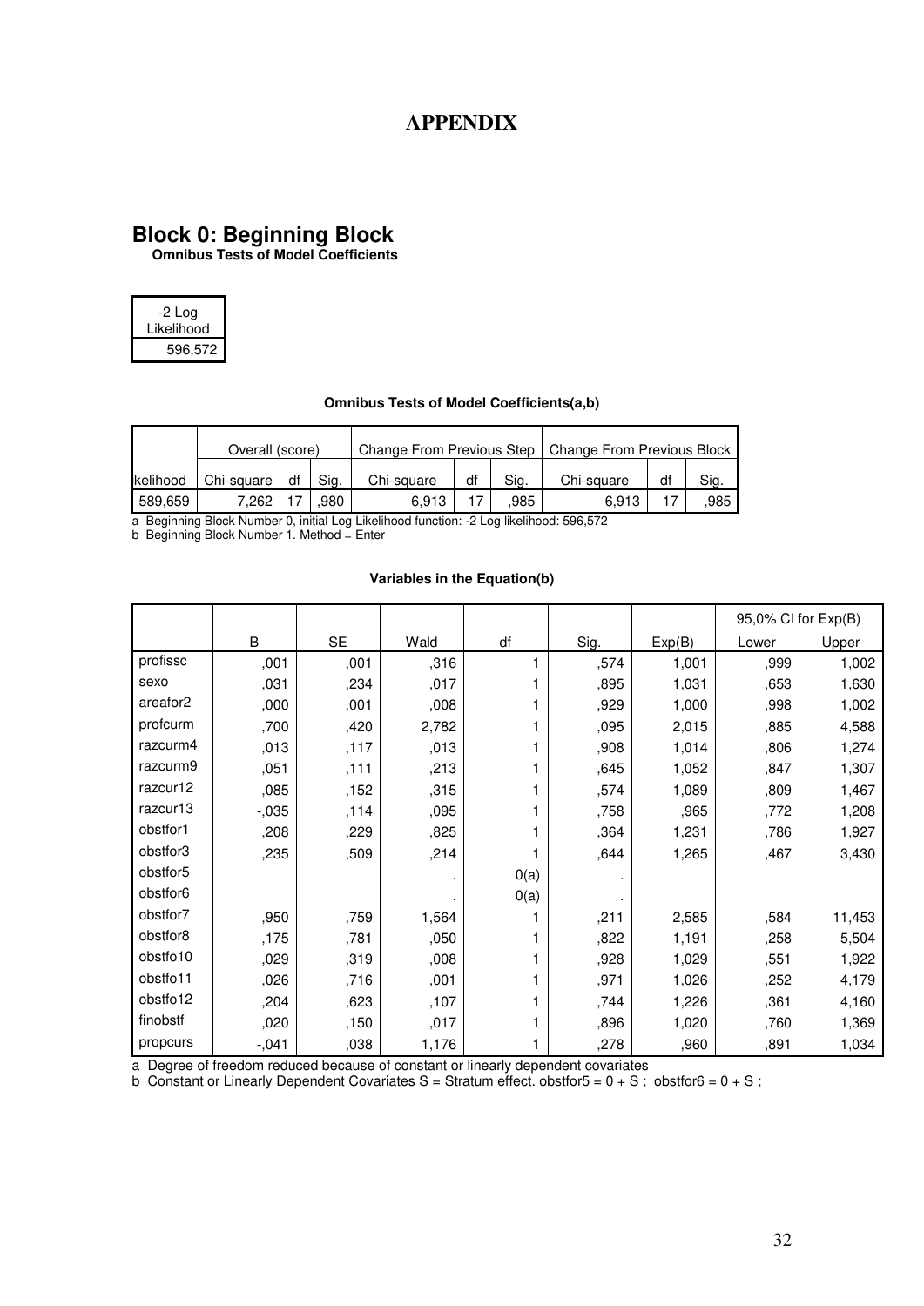# APPENDIX

## Block 0: Beginning Block

**Omnibus Tests of Model Coefficients**

| -2 Log Likelihood |
|---|
| 596,572 |

**Omnibus Tests of Model Coefficients(a,b)**

| | Overall (score) | | | Change From Previous Step | | | Change From Previous Block | | |
|---|---|---|---|---|---|---|---|---|---|
| kelihood | Chi-square | df | Sig. | Chi-square | df | Sig. | Chi-square | df | Sig. |
| 589,659 | 7,262 | 17 | ,980 | 6,913 | 17 | ,985 | 6,913 | 17 | ,985 |

a Beginning Block Number 0, initial Log Likelihood function: -2 Log likelihood: 596,572
b Beginning Block Number 1. Method = Enter

**Variables in the Equation(b)**

| | B | SE | Wald | df | Sig. | Exp(B) | 95,0% CI for Exp(B) | |
|---|---|---|---|---|---|---|---|---|
| | | | | | | | Lower | Upper |
| profissc | ,001 | ,001 | ,316 | 1 | ,574 | 1,001 | ,999 | 1,002 |
| sexo | ,031 | ,234 | ,017 | 1 | ,895 | 1,031 | ,653 | 1,630 |
| areafor2 | ,000 | ,001 | ,008 | 1 | ,929 | 1,000 | ,998 | 1,002 |
| profcurm | ,700 | ,420 | 2,782 | 1 | ,095 | 2,015 | ,885 | 4,588 |
| razcurm4 | ,013 | ,117 | ,013 | 1 | ,908 | 1,014 | ,806 | 1,274 |
| razcurm9 | ,051 | ,111 | ,213 | 1 | ,645 | 1,052 | ,847 | 1,307 |
| razcur12 | ,085 | ,152 | ,315 | 1 | ,574 | 1,089 | ,809 | 1,467 |
| razcur13 | -,035 | ,114 | ,095 | 1 | ,758 | ,965 | ,772 | 1,208 |
| obstfor1 | ,208 | ,229 | ,825 | 1 | ,364 | 1,231 | ,786 | 1,927 |
| obstfor3 | ,235 | ,509 | ,214 | 1 | ,644 | 1,265 | ,467 | 3,430 |
| obstfor5 | | | . | 0(a) | . | | | |
| obstfor6 | | | . | 0(a) | . | | | |
| obstfor7 | ,950 | ,759 | 1,564 | 1 | ,211 | 2,585 | ,584 | 11,453 |
| obstfor8 | ,175 | ,781 | ,050 | 1 | ,822 | 1,191 | ,258 | 5,504 |
| obstfo10 | ,029 | ,319 | ,008 | 1 | ,928 | 1,029 | ,551 | 1,922 |
| obstfo11 | ,026 | ,716 | ,001 | 1 | ,971 | 1,026 | ,252 | 4,179 |
| obstfo12 | ,204 | ,623 | ,107 | 1 | ,744 | 1,226 | ,361 | 4,160 |
| finobstf | ,020 | ,150 | ,017 | 1 | ,896 | 1,020 | ,760 | 1,369 |
| propcurs | -,041 | ,038 | 1,176 | 1 | ,278 | ,960 | ,891 | 1,034 |

a Degree of freedom reduced because of constant or linearly dependent covariates
b Constant or Linearly Dependent Covariates S = Stratum effect. obstfor5 = 0 + S ; obstfor6 = 0 + S ;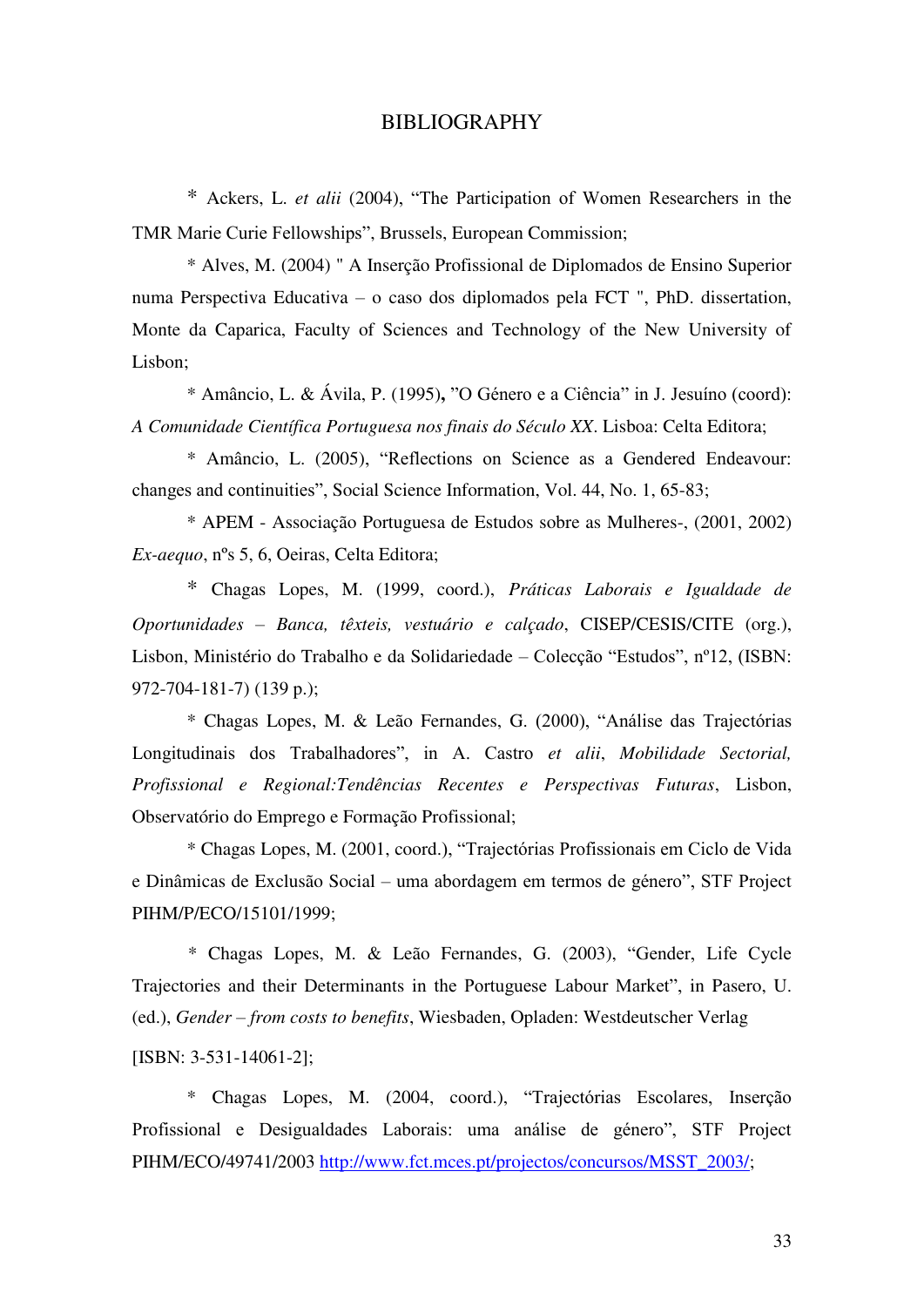# BIBLIOGRAPHY

* Ackers, L. *et alii* (2004), "The Participation of Women Researchers in the TMR Marie Curie Fellowships", Brussels, European Commission;

* Alves, M. (2004) " A Inserção Profissional de Diplomados de Ensino Superior numa Perspectiva Educativa – o caso dos diplomados pela FCT ", PhD. dissertation, Monte da Caparica, Faculty of Sciences and Technology of the New University of Lisbon;

* Amâncio, L. & Ávila, P. (1995)**,** "O Género e a Ciência" in J. Jesuíno (coord): *A Comunidade Científica Portuguesa nos finais do Século XX*. Lisboa: Celta Editora;

* Amâncio, L. (2005), "Reflections on Science as a Gendered Endeavour: changes and continuities", Social Science Information, Vol. 44, No. 1, 65-83;

* APEM - Associação Portuguesa de Estudos sobre as Mulheres-, (2001, 2002) *Ex-aequo*, nºs 5, 6, Oeiras, Celta Editora;

* Chagas Lopes, M. (1999, coord.), *Práticas Laborais e Igualdade de Oportunidades – Banca, têxteis, vestuário e calçado*, CISEP/CESIS/CITE (org.), Lisbon, Ministério do Trabalho e da Solidariedade – Colecção "Estudos", nº12, (ISBN: 972-704-181-7) (139 p.);

* Chagas Lopes, M. & Leão Fernandes, G. (2000), "Análise das Trajectórias Longitudinais dos Trabalhadores", in A. Castro *et alii*, *Mobilidade Sectorial, Profissional e Regional:Tendências Recentes e Perspectivas Futuras*, Lisbon, Observatório do Emprego e Formação Profissional;

* Chagas Lopes, M. (2001, coord.), "Trajectórias Profissionais em Ciclo de Vida e Dinâmicas de Exclusão Social – uma abordagem em termos de género", STF Project PIHM/P/ECO/15101/1999;

* Chagas Lopes, M. & Leão Fernandes, G. (2003), "Gender, Life Cycle Trajectories and their Determinants in the Portuguese Labour Market", in Pasero, U. (ed.), *Gender – from costs to benefits*, Wiesbaden, Opladen: Westdeutscher Verlag [ISBN: 3-531-14061-2];

* Chagas Lopes, M. (2004, coord.), "Trajectórias Escolares, Inserção Profissional e Desigualdades Laborais: uma análise de género", STF Project PIHM/ECO/49741/2003 http://www.fct.mces.pt/projectos/concursos/MSST_2003/;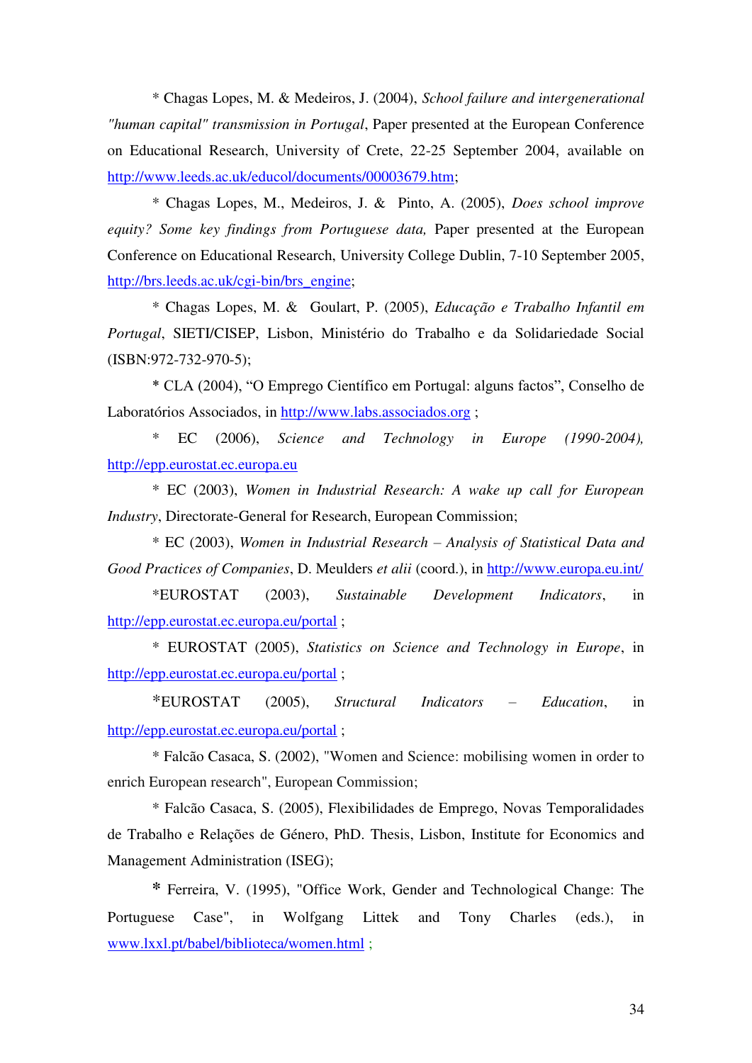* Chagas Lopes, M. & Medeiros, J. (2004), *School failure and intergenerational "human capital" transmission in Portugal*, Paper presented at the European Conference on Educational Research, University of Crete, 22-25 September 2004, available on http://www.leeds.ac.uk/educol/documents/00003679.htm;

* Chagas Lopes, M., Medeiros, J. & Pinto, A. (2005), *Does school improve equity? Some key findings from Portuguese data,* Paper presented at the European Conference on Educational Research, University College Dublin, 7-10 September 2005, http://brs.leeds.ac.uk/cgi-bin/brs_engine;

* Chagas Lopes, M. & Goulart, P. (2005), *Educação e Trabalho Infantil em Portugal*, SIETI/CISEP, Lisbon, Ministério do Trabalho e da Solidariedade Social (ISBN:972-732-970-5);

* CLA (2004), "O Emprego Científico em Portugal: alguns factos", Conselho de Laboratórios Associados, in http://www.labs.associados.org ;

* EC (2006), *Science and Technology in Europe (1990-2004),* http://epp.eurostat.ec.europa.eu

* EC (2003), *Women in Industrial Research: A wake up call for European Industry*, Directorate-General for Research, European Commission;

* EC (2003), *Women in Industrial Research – Analysis of Statistical Data and Good Practices of Companies*, D. Meulders *et alii* (coord.), in http://www.europa.eu.int/

*EUROSTAT (2003), *Sustainable Development Indicators*, in http://epp.eurostat.ec.europa.eu/portal ;

* EUROSTAT (2005), *Statistics on Science and Technology in Europe*, in http://epp.eurostat.ec.europa.eu/portal ;

*EUROSTAT (2005), *Structural Indicators – Education*, in http://epp.eurostat.ec.europa.eu/portal ;

* Falcão Casaca, S. (2002), "Women and Science: mobilising women in order to enrich European research", European Commission;

* Falcão Casaca, S. (2005), Flexibilidades de Emprego, Novas Temporalidades de Trabalho e Relações de Género, PhD. Thesis, Lisbon, Institute for Economics and Management Administration (ISEG);

* Ferreira, V. (1995), "Office Work, Gender and Technological Change: The Portuguese Case", in Wolfgang Littek and Tony Charles (eds.), in www.lxxl.pt/babel/biblioteca/women.html ;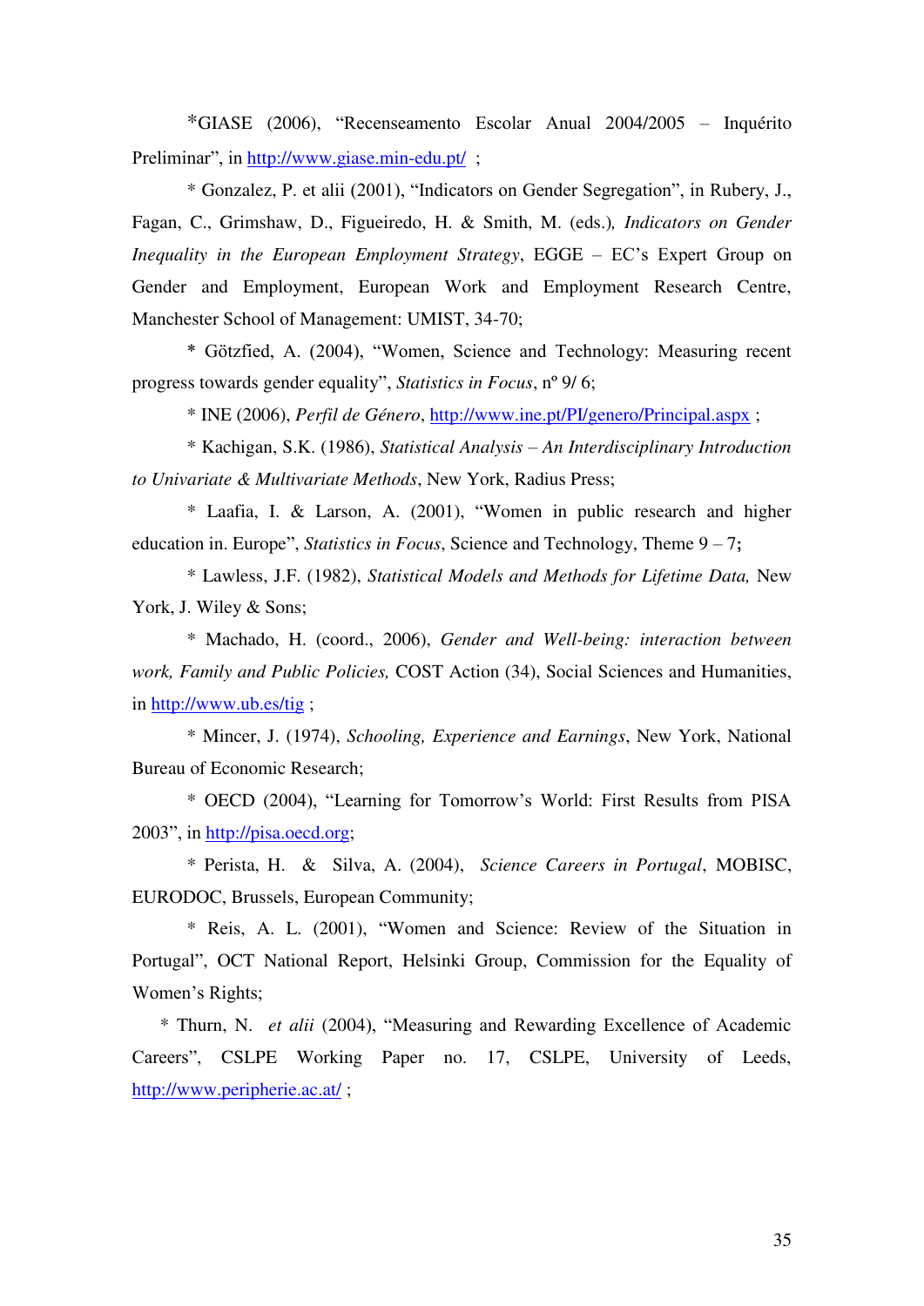*GIASE (2006), “Recenseamento Escolar Anual 2004/2005 – Inquérito Preliminar”, in http://www.giase.min-edu.pt/ ;

* Gonzalez, P. et alii (2001), “Indicators on Gender Segregation”, in Rubery, J., Fagan, C., Grimshaw, D., Figueiredo, H. & Smith, M. (eds.)*, Indicators on Gender Inequality in the European Employment Strategy*, EGGE – EC’s Expert Group on Gender and Employment, European Work and Employment Research Centre, Manchester School of Management: UMIST, 34-70;

* Götzfied, A. (2004), “Women, Science and Technology: Measuring recent progress towards gender equality”, *Statistics in Focus*, nº 9/ 6;

* INE (2006), *Perfil de Género*, http://www.ine.pt/PI/genero/Principal.aspx ;

* Kachigan, S.K. (1986), *Statistical Analysis – An Interdisciplinary Introduction to Univariate & Multivariate Methods*, New York, Radius Press;

* Laafia, I. & Larson, A. (2001), “Women in public research and higher education in. Europe”, *Statistics in Focus*, Science and Technology, Theme 9 – 7**;**

* Lawless, J.F. (1982), *Statistical Models and Methods for Lifetime Data,* New York, J. Wiley & Sons;

* Machado, H. (coord., 2006), *Gender and Well-being: interaction between work, Family and Public Policies,* COST Action (34), Social Sciences and Humanities, in http://www.ub.es/tig ;

* Mincer, J. (1974), *Schooling, Experience and Earnings*, New York, National Bureau of Economic Research;

* OECD (2004), “Learning for Tomorrow’s World: First Results from PISA 2003”, in http://pisa.oecd.org;

* Perista, H. & Silva, A. (2004), *Science Careers in Portugal*, MOBISC, EURODOC, Brussels, European Community;

* Reis, A. L. (2001), “Women and Science: Review of the Situation in Portugal”, OCT National Report, Helsinki Group, Commission for the Equality of Women’s Rights;

* Thurn, N. *et alii* (2004), “Measuring and Rewarding Excellence of Academic Careers”, CSLPE Working Paper no. 17, CSLPE, University of Leeds, http://www.peripherie.ac.at/ ;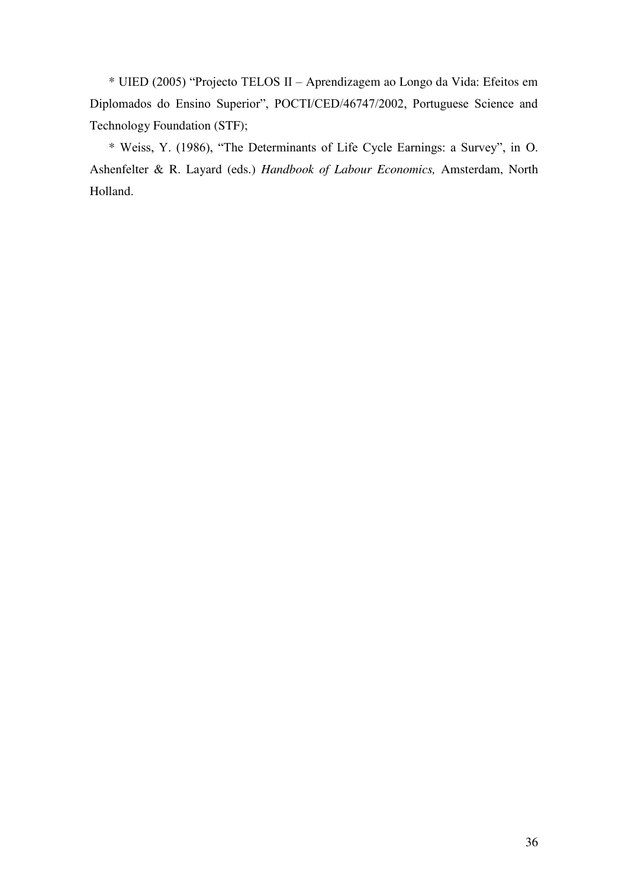* UIED (2005) "Projecto TELOS II – Aprendizagem ao Longo da Vida: Efeitos em Diplomados do Ensino Superior", POCTI/CED/46747/2002, Portuguese Science and Technology Foundation (STF);

* Weiss, Y. (1986), "The Determinants of Life Cycle Earnings: a Survey", in O. Ashenfelter & R. Layard (eds.) *Handbook of Labour Economics,* Amsterdam, North Holland.